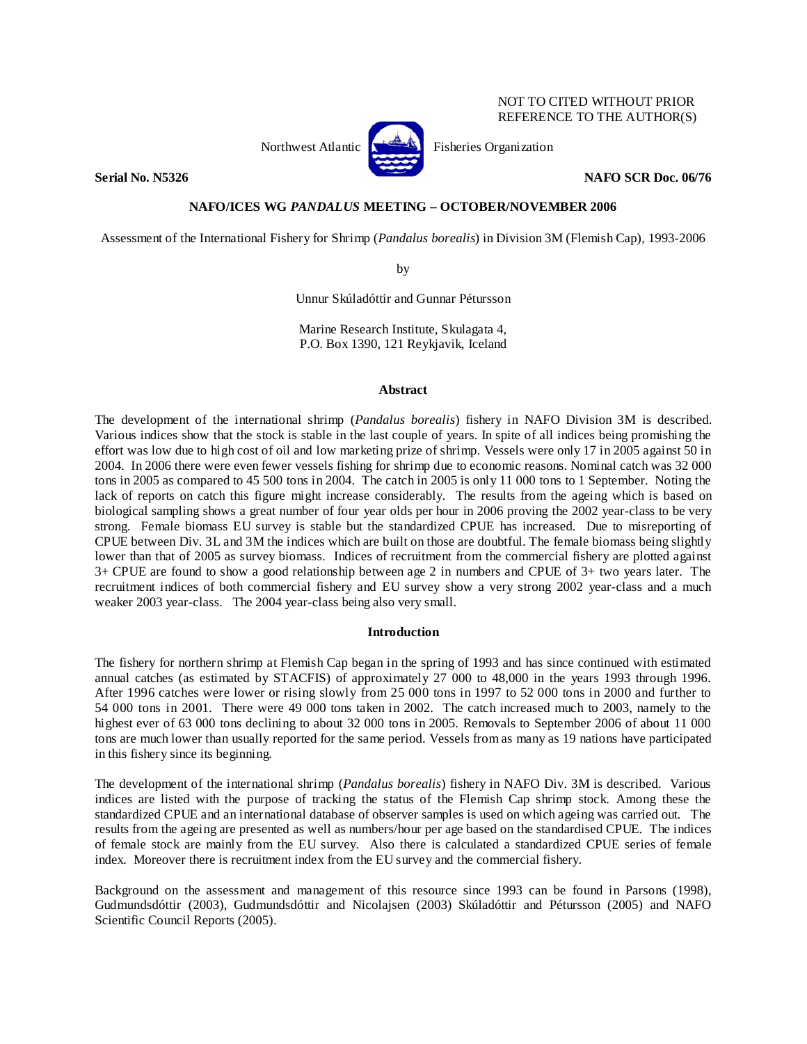NOT TO CITED WITHOUT PRIOR
REFERENCE TO THE AUTHOR(S)

Northwest Atlantic Fisheries Organization

**Serial No. N5326** **NAFO SCR Doc. 06/76**

**NAFO/ICES WG *PANDALUS* MEETING – OCTOBER/NOVEMBER 2006**

Assessment of the International Fishery for Shrimp (*Pandalus borealis*) in Division 3M (Flemish Cap), 1993-2006

by

Unnur Skúladóttir and Gunnar Pétursson

Marine Research Institute, Skulagata 4,
P.O. Box 1390, 121 Reykjavik, Iceland

## Abstract

The development of the international shrimp (*Pandalus borealis*) fishery in NAFO Division 3M is described. Various indices show that the stock is stable in the last couple of years. In spite of all indices being promising the effort was low due to high cost of oil and low marketing prize of shrimp. Vessels were only 17 in 2005 against 50 in 2004. In 2006 there were even fewer vessels fishing for shrimp due to economic reasons. Nominal catch was 32 000 tons in 2005 as compared to 45 500 tons in 2004. The catch in 2005 is only 11 000 tons to 1 September. Noting the lack of reports on catch this figure might increase considerably. The results from the ageing which is based on biological sampling shows a great number of four year olds per hour in 2006 proving the 2002 year-class to be very strong. Female biomass EU survey is stable but the standardized CPUE has increased. Due to misreporting of CPUE between Div. 3L and 3M the indices which are built on those are doubtful. The female biomass being slightly lower than that of 2005 as survey biomass. Indices of recruitment from the commercial fishery are plotted against 3+ CPUE are found to show a good relationship between age 2 in numbers and CPUE of 3+ two years later. The recruitment indices of both commercial fishery and EU survey show a very strong 2002 year-class and a much weaker 2003 year-class. The 2004 year-class being also very small.

## Introduction

The fishery for northern shrimp at Flemish Cap began in the spring of 1993 and has since continued with estimated annual catches (as estimated by STACFIS) of approximately 27 000 to 48,000 in the years 1993 through 1996. After 1996 catches were lower or rising slowly from 25 000 tons in 1997 to 52 000 tons in 2000 and further to 54 000 tons in 2001. There were 49 000 tons taken in 2002. The catch increased much to 2003, namely to the highest ever of 63 000 tons declining to about 32 000 tons in 2005. Removals to September 2006 of about 11 000 tons are much lower than usually reported for the same period. Vessels from as many as 19 nations have participated in this fishery since its beginning.

The development of the international shrimp (*Pandalus borealis*) fishery in NAFO Div. 3M is described. Various indices are listed with the purpose of tracking the status of the Flemish Cap shrimp stock. Among these the standardized CPUE and an international database of observer samples is used on which ageing was carried out. The results from the ageing are presented as well as numbers/hour per age based on the standardised CPUE. The indices of female stock are mainly from the EU survey. Also there is calculated a standardized CPUE series of female index. Moreover there is recruitment index from the EU survey and the commercial fishery.

Background on the assessment and management of this resource since 1993 can be found in Parsons (1998), Gudmundsdóttir (2003), Gudmundsdóttir and Nicolajsen (2003) Skúladóttir and Pétursson (2005) and NAFO Scientific Council Reports (2005).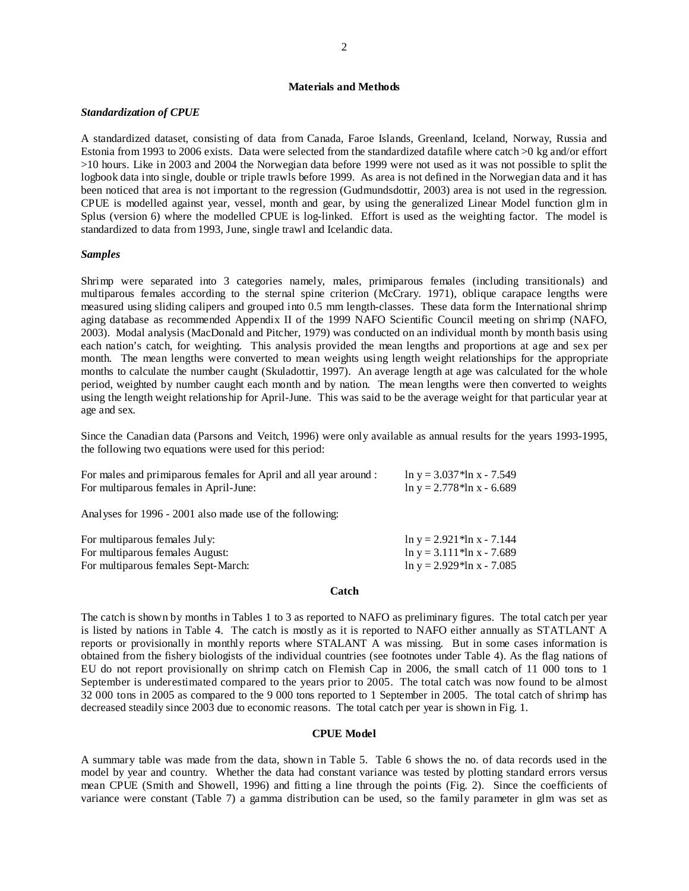## Materials and Methods

### *Standardization of CPUE*

A standardized dataset, consisting of data from Canada, Faroe Islands, Greenland, Iceland, Norway, Russia and Estonia from 1993 to 2006 exists. Data were selected from the standardized datafile where catch >0 kg and/or effort >10 hours. Like in 2003 and 2004 the Norwegian data before 1999 were not used as it was not possible to split the logbook data into single, double or triple trawls before 1999. As area is not defined in the Norwegian data and it has been noticed that area is not important to the regression (Gudmundsdottir, 2003) area is not used in the regression. CPUE is modelled against year, vessel, month and gear, by using the generalized Linear Model function glm in Splus (version 6) where the modelled CPUE is log-linked. Effort is used as the weighting factor. The model is standardized to data from 1993, June, single trawl and Icelandic data.

### *Samples*

Shrimp were separated into 3 categories namely, males, primiparous females (including transitionals) and multiparous females according to the sternal spine criterion (McCrary. 1971), oblique carapace lengths were measured using sliding calipers and grouped into 0.5 mm length-classes. These data form the International shrimp aging database as recommended Appendix II of the 1999 NAFO Scientific Council meeting on shrimp (NAFO, 2003). Modal analysis (MacDonald and Pitcher, 1979) was conducted on an individual month by month basis using each nation's catch, for weighting. This analysis provided the mean lengths and proportions at age and sex per month. The mean lengths were converted to mean weights using length weight relationships for the appropriate months to calculate the number caught (Skuladottir, 1997). An average length at age was calculated for the whole period, weighted by number caught each month and by nation. The mean lengths were then converted to weights using the length weight relationship for April-June. This was said to be the average weight for that particular year at age and sex.

Since the Canadian data (Parsons and Veitch, 1996) were only available as annual results for the years 1993-1995, the following two equations were used for this period:

| | |
|---|---|
| For males and primiparous females for April and all year around : | $\ln y = 3.037 * \ln x - 7.549$ |
| For multiparous females in April-June: | $\ln y = 2.778 * \ln x - 6.689$ |

Analyses for 1996 - 2001 also made use of the following:

| | |
|---|---|
| For multiparous females July: | $\ln y = 2.921 * \ln x - 7.144$ |
| For multiparous females August: | $\ln y = 3.111 * \ln x - 7.689$ |
| For multiparous females Sept-March: | $\ln y = 2.929 * \ln x - 7.085$ |

## Catch

The catch is shown by months in Tables 1 to 3 as reported to NAFO as preliminary figures. The total catch per year is listed by nations in Table 4. The catch is mostly as it is reported to NAFO either annually as STATLANT A reports or provisionally in monthly reports where STALANT A was missing. But in some cases information is obtained from the fishery biologists of the individual countries (see footnotes under Table 4). As the flag nations of EU do not report provisionally on shrimp catch on Flemish Cap in 2006, the small catch of 11 000 tons to 1 September is underestimated compared to the years prior to 2005. The total catch was now found to be almost 32 000 tons in 2005 as compared to the 9 000 tons reported to 1 September in 2005. The total catch of shrimp has decreased steadily since 2003 due to economic reasons. The total catch per year is shown in Fig. 1.

## CPUE Model

A summary table was made from the data, shown in Table 5. Table 6 shows the no. of data records used in the model by year and country. Whether the data had constant variance was tested by plotting standard errors versus mean CPUE (Smith and Showell, 1996) and fitting a line through the points (Fig. 2). Since the coefficients of variance were constant (Table 7) a gamma distribution can be used, so the family parameter in glm was set as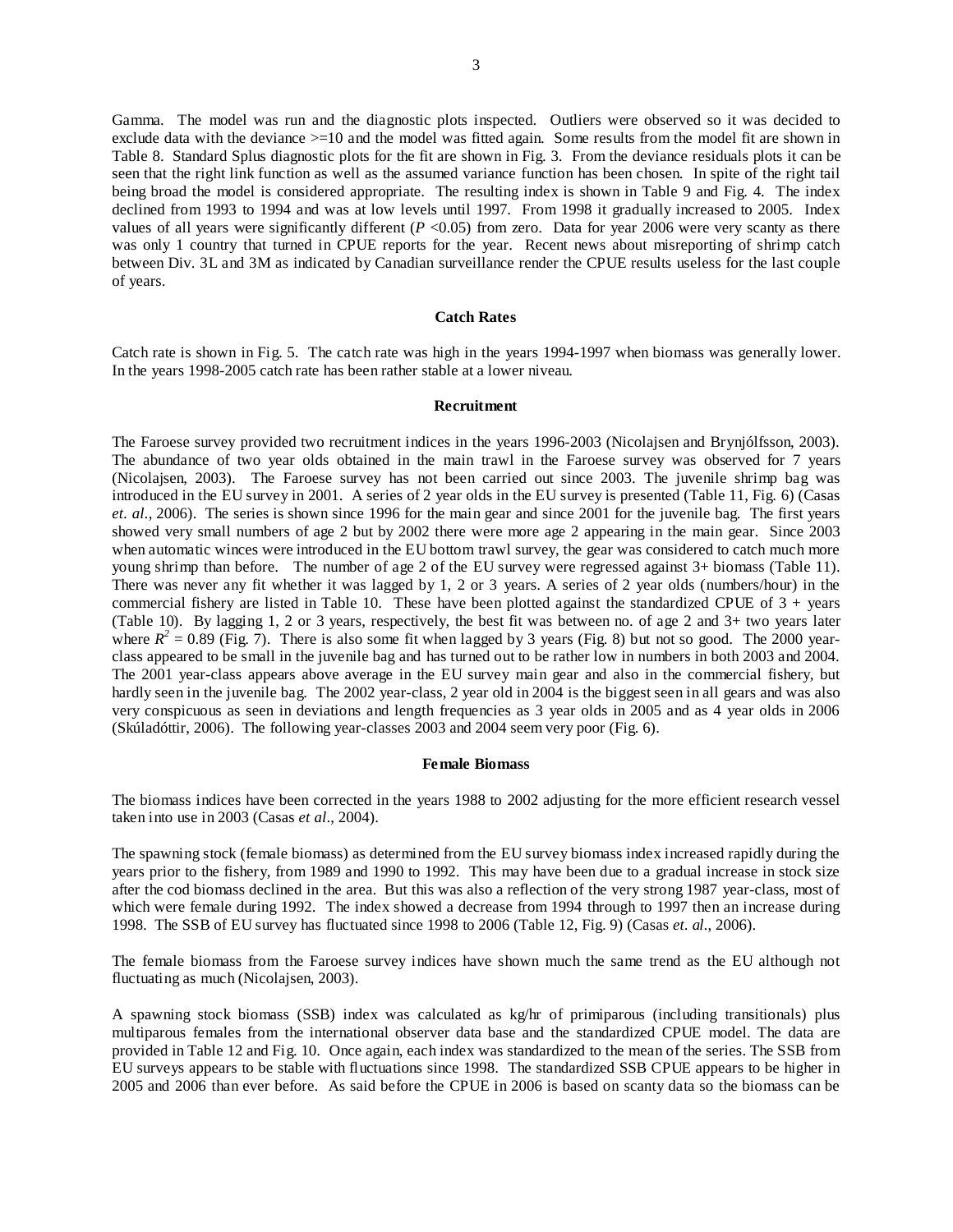Gamma. The model was run and the diagnostic plots inspected. Outliers were observed so it was decided to exclude data with the deviance >=10 and the model was fitted again. Some results from the model fit are shown in Table 8. Standard Splus diagnostic plots for the fit are shown in Fig. 3. From the deviance residuals plots it can be seen that the right link function as well as the assumed variance function has been chosen. In spite of the right tail being broad the model is considered appropriate. The resulting index is shown in Table 9 and Fig. 4. The index declined from 1993 to 1994 and was at low levels until 1997. From 1998 it gradually increased to 2005. Index values of all years were significantly different ($P < 0.05$) from zero. Data for year 2006 were very scanty as there was only 1 country that turned in CPUE reports for the year. Recent news about misreporting of shrimp catch between Div. 3L and 3M as indicated by Canadian surveillance render the CPUE results useless for the last couple of years.

### Catch Rates

Catch rate is shown in Fig. 5. The catch rate was high in the years 1994-1997 when biomass was generally lower. In the years 1998-2005 catch rate has been rather stable at a lower niveau.

### Recruitment

The Faroese survey provided two recruitment indices in the years 1996-2003 (Nicolajsen and Brynjólfsson, 2003). The abundance of two year olds obtained in the main trawl in the Faroese survey was observed for 7 years (Nicolajsen, 2003). The Faroese survey has not been carried out since 2003. The juvenile shrimp bag was introduced in the EU survey in 2001. A series of 2 year olds in the EU survey is presented (Table 11, Fig. 6) (Casas *et. al*., 2006). The series is shown since 1996 for the main gear and since 2001 for the juvenile bag. The first years showed very small numbers of age 2 but by 2002 there were more age 2 appearing in the main gear. Since 2003 when automatic winces were introduced in the EU bottom trawl survey, the gear was considered to catch much more young shrimp than before. The number of age 2 of the EU survey were regressed against 3+ biomass (Table 11). There was never any fit whether it was lagged by 1, 2 or 3 years. A series of 2 year olds (numbers/hour) in the commercial fishery are listed in Table 10. These have been plotted against the standardized CPUE of 3 + years (Table 10). By lagging 1, 2 or 3 years, respectively, the best fit was between no. of age 2 and 3+ two years later where $R^2 = 0.89$ (Fig. 7). There is also some fit when lagged by 3 years (Fig. 8) but not so good. The 2000 year-class appeared to be small in the juvenile bag and has turned out to be rather low in numbers in both 2003 and 2004. The 2001 year-class appears above average in the EU survey main gear and also in the commercial fishery, but hardly seen in the juvenile bag. The 2002 year-class, 2 year old in 2004 is the biggest seen in all gears and was also very conspicuous as seen in deviations and length frequencies as 3 year olds in 2005 and as 4 year olds in 2006 (Skúladóttir, 2006). The following year-classes 2003 and 2004 seem very poor (Fig. 6).

### Female Biomass

The biomass indices have been corrected in the years 1988 to 2002 adjusting for the more efficient research vessel taken into use in 2003 (Casas *et al*., 2004).

The spawning stock (female biomass) as determined from the EU survey biomass index increased rapidly during the years prior to the fishery, from 1989 and 1990 to 1992. This may have been due to a gradual increase in stock size after the cod biomass declined in the area. But this was also a reflection of the very strong 1987 year-class, most of which were female during 1992. The index showed a decrease from 1994 through to 1997 then an increase during 1998. The SSB of EU survey has fluctuated since 1998 to 2006 (Table 12, Fig. 9) (Casas *et. al*., 2006).

The female biomass from the Faroese survey indices have shown much the same trend as the EU although not fluctuating as much (Nicolajsen, 2003).

A spawning stock biomass (SSB) index was calculated as kg/hr of primiparous (including transitionals) plus multiparous females from the international observer data base and the standardized CPUE model. The data are provided in Table 12 and Fig. 10. Once again, each index was standardized to the mean of the series. The SSB from EU surveys appears to be stable with fluctuations since 1998. The standardized SSB CPUE appears to be higher in 2005 and 2006 than ever before. As said before the CPUE in 2006 is based on scanty data so the biomass can be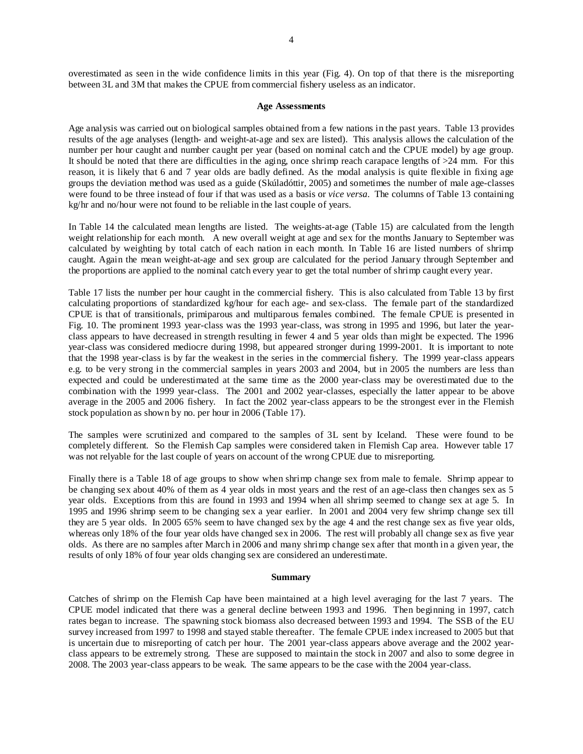overestimated as seen in the wide confidence limits in this year (Fig. 4). On top of that there is the misreporting between 3L and 3M that makes the CPUE from commercial fishery useless as an indicator.

## Age Assessments

Age analysis was carried out on biological samples obtained from a few nations in the past years. Table 13 provides results of the age analyses (length- and weight-at-age and sex are listed). This analysis allows the calculation of the number per hour caught and number caught per year (based on nominal catch and the CPUE model) by age group. It should be noted that there are difficulties in the aging, once shrimp reach carapace lengths of >24 mm. For this reason, it is likely that 6 and 7 year olds are badly defined. As the modal analysis is quite flexible in fixing age groups the deviation method was used as a guide (Skúladóttir, 2005) and sometimes the number of male age-classes were found to be three instead of four if that was used as a basis or *vice versa*. The columns of Table 13 containing kg/hr and no/hour were not found to be reliable in the last couple of years.

In Table 14 the calculated mean lengths are listed. The weights-at-age (Table 15) are calculated from the length weight relationship for each month. A new overall weight at age and sex for the months January to September was calculated by weighting by total catch of each nation in each month. In Table 16 are listed numbers of shrimp caught. Again the mean weight-at-age and sex group are calculated for the period January through September and the proportions are applied to the nominal catch every year to get the total number of shrimp caught every year.

Table 17 lists the number per hour caught in the commercial fishery. This is also calculated from Table 13 by first calculating proportions of standardized kg/hour for each age- and sex-class. The female part of the standardized CPUE is that of transitionals, primiparous and multiparous females combined. The female CPUE is presented in Fig. 10. The prominent 1993 year-class was the 1993 year-class, was strong in 1995 and 1996, but later the year-class appears to have decreased in strength resulting in fewer 4 and 5 year olds than might be expected. The 1996 year-class was considered mediocre during 1998, but appeared stronger during 1999-2001. It is important to note that the 1998 year-class is by far the weakest in the series in the commercial fishery. The 1999 year-class appears e.g. to be very strong in the commercial samples in years 2003 and 2004, but in 2005 the numbers are less than expected and could be underestimated at the same time as the 2000 year-class may be overestimated due to the combination with the 1999 year-class. The 2001 and 2002 year-classes, especially the latter appear to be above average in the 2005 and 2006 fishery. In fact the 2002 year-class appears to be the strongest ever in the Flemish stock population as shown by no. per hour in 2006 (Table 17).

The samples were scrutinized and compared to the samples of 3L sent by Iceland. These were found to be completely different. So the Flemish Cap samples were considered taken in Flemish Cap area. However table 17 was not relyable for the last couple of years on account of the wrong CPUE due to misreporting.

Finally there is a Table 18 of age groups to show when shrimp change sex from male to female. Shrimp appear to be changing sex about 40% of them as 4 year olds in most years and the rest of an age-class then changes sex as 5 year olds. Exceptions from this are found in 1993 and 1994 when all shrimp seemed to change sex at age 5. In 1995 and 1996 shrimp seem to be changing sex a year earlier. In 2001 and 2004 very few shrimp change sex till they are 5 year olds. In 2005 65% seem to have changed sex by the age 4 and the rest change sex as five year olds, whereas only 18% of the four year olds have changed sex in 2006. The rest will probably all change sex as five year olds. As there are no samples after March in 2006 and many shrimp change sex after that month in a given year, the results of only 18% of four year olds changing sex are considered an underestimate.

## Summary

Catches of shrimp on the Flemish Cap have been maintained at a high level averaging for the last 7 years. The CPUE model indicated that there was a general decline between 1993 and 1996. Then beginning in 1997, catch rates began to increase. The spawning stock biomass also decreased between 1993 and 1994. The SSB of the EU survey increased from 1997 to 1998 and stayed stable thereafter. The female CPUE index increased to 2005 but that is uncertain due to misreporting of catch per hour. The 2001 year-class appears above average and the 2002 year-class appears to be extremely strong. These are supposed to maintain the stock in 2007 and also to some degree in 2008. The 2003 year-class appears to be weak. The same appears to be the case with the 2004 year-class.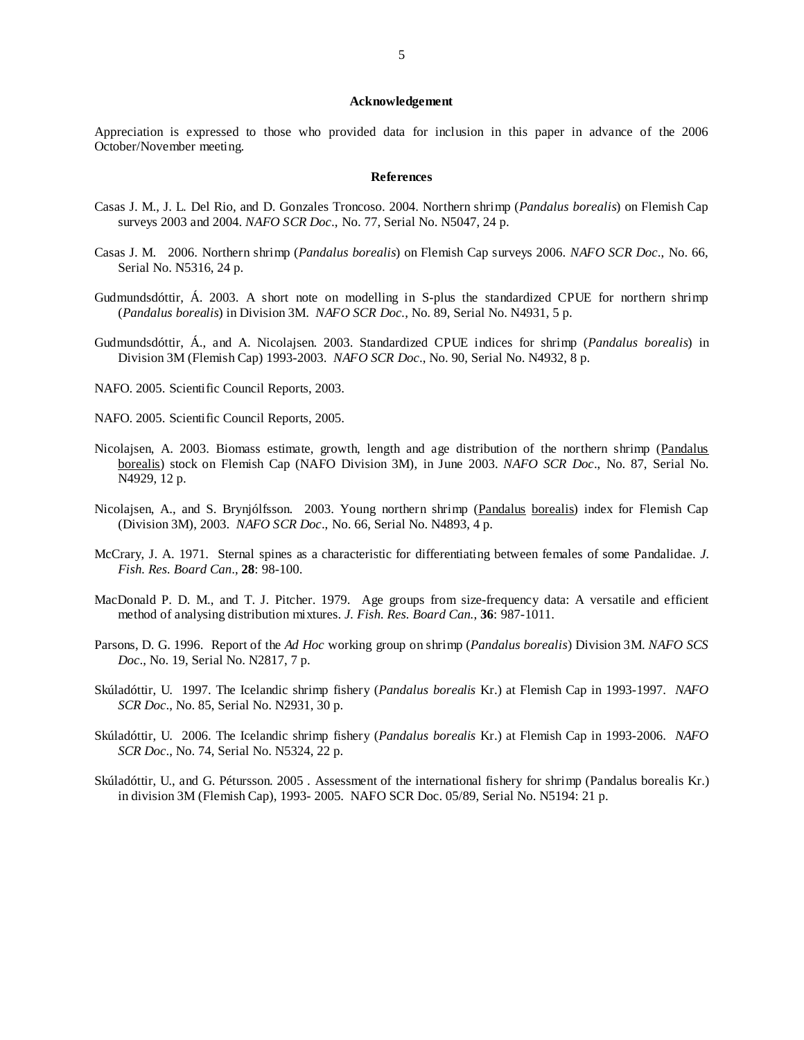## Acknowledgement

Appreciation is expressed to those who provided data for inclusion in this paper in advance of the 2006 October/November meeting.

## References

Casas J. M., J. L. Del Rio, and D. Gonzales Troncoso. 2004. Northern shrimp (*Pandalus borealis*) on Flemish Cap surveys 2003 and 2004. *NAFO SCR Doc*., No. 77, Serial No. N5047, 24 p.

Casas J. M. 2006. Northern shrimp (*Pandalus borealis*) on Flemish Cap surveys 2006. *NAFO SCR Doc*., No. 66, Serial No. N5316, 24 p.

Gudmundsdóttir, Á. 2003. A short note on modelling in S-plus the standardized CPUE for northern shrimp (*Pandalus borealis*) in Division 3M. *NAFO SCR Doc*., No. 89, Serial No. N4931, 5 p.

Gudmundsdóttir, Á., and A. Nicolajsen. 2003. Standardized CPUE indices for shrimp (*Pandalus borealis*) in Division 3M (Flemish Cap) 1993-2003. *NAFO SCR Doc*., No. 90, Serial No. N4932, 8 p.

NAFO. 2005. Scientific Council Reports, 2003.

NAFO. 2005. Scientific Council Reports, 2005.

Nicolajsen, A. 2003. Biomass estimate, growth, length and age distribution of the northern shrimp (Pandalus borealis) stock on Flemish Cap (NAFO Division 3M), in June 2003. *NAFO SCR Doc*., No. 87, Serial No. N4929, 12 p.

Nicolajsen, A., and S. Brynjólfsson. 2003. Young northern shrimp (Pandalus borealis) index for Flemish Cap (Division 3M), 2003. *NAFO SCR Doc*., No. 66, Serial No. N4893, 4 p.

McCrary, J. A. 1971. Sternal spines as a characteristic for differentiating between females of some Pandalidae. *J. Fish. Res. Board Can*., **28**: 98-100.

MacDonald P. D. M., and T. J. Pitcher. 1979. Age groups from size-frequency data: A versatile and efficient method of analysing distribution mixtures. *J. Fish. Res. Board Can.*, **36**: 987-1011.

Parsons, D. G. 1996. Report of the *Ad Hoc* working group on shrimp (*Pandalus borealis*) Division 3M. *NAFO SCS Doc*., No. 19, Serial No. N2817, 7 p.

Skúladóttir, U. 1997. The Icelandic shrimp fishery (*Pandalus borealis* Kr.) at Flemish Cap in 1993-1997. *NAFO SCR Doc*., No. 85, Serial No. N2931, 30 p.

Skúladóttir, U. 2006. The Icelandic shrimp fishery (*Pandalus borealis* Kr.) at Flemish Cap in 1993-2006. *NAFO SCR Doc*., No. 74, Serial No. N5324, 22 p.

Skúladóttir, U., and G. Pétursson. 2005 . Assessment of the international fishery for shrimp (Pandalus borealis Kr.) in division 3M (Flemish Cap), 1993- 2005. NAFO SCR Doc. 05/89, Serial No. N5194: 21 p.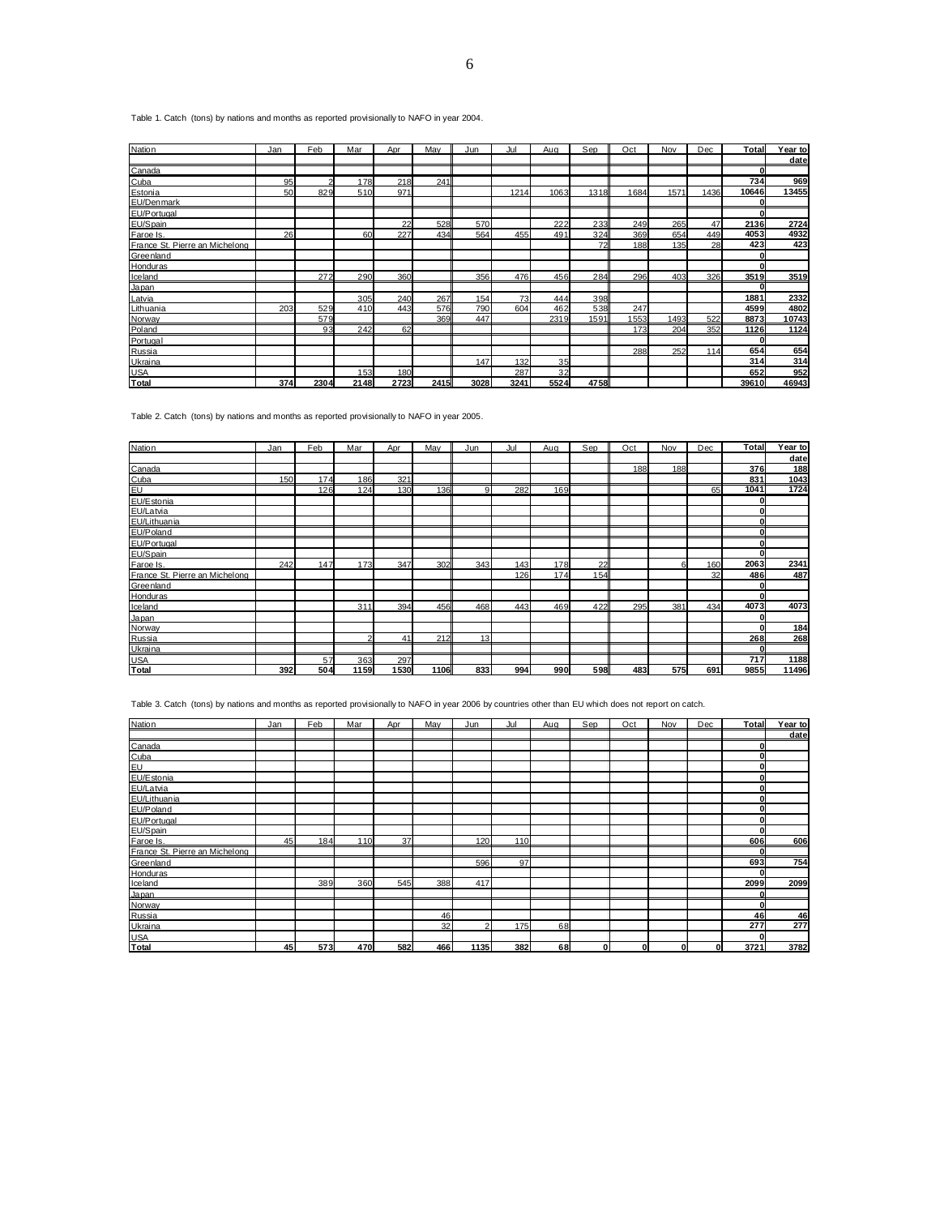Table 1. Catch (tons) by nations and months as reported provisionally to NAFO in year 2004.

| Nation | Jan | Feb | Mar | Apr | May | Jun | Jul | Aug | Sep | Oct | Nov | Dec | Total | Year to date |
|---|---|---|---|---|---|---|---|---|---|---|---|---|---|---|
| Canada | | | | | | | | | | | | | 0 | |
| Cuba | 95 | 2 | 178 | 218 | 241 | | | | | | | | 734 | 969 |
| Estonia | 50 | 829 | 510 | 971 | | | 1214 | 1063 | 1318 | 1684 | 1571 | 1436 | 10646 | 13455 |
| EU/Denmark | | | | | | | | | | | | | 0 | |
| EU/Portugal | | | | | | | | | | | | | 0 | |
| EU/Spain | | | | 22 | 528 | 570 | | 222 | 233 | 249 | 265 | 47 | 2136 | 2724 |
| Faroe Is. | 26 | | 60 | 227 | 434 | 564 | 455 | 491 | 324 | 369 | 654 | 449 | 4053 | 4932 |
| France St. Pierre an Michelong | | | | | | | | | 72 | 188 | 135 | 28 | 423 | 423 |
| Greenland | | | | | | | | | | | | | 0 | |
| Honduras | | | | | | | | | | | | | 0 | |
| Iceland | | 272 | 290 | 360 | | 356 | 476 | 456 | 284 | 296 | 403 | 326 | 3519 | 3519 |
| Japan | | | | | | | | | | | | | 0 | |
| Latvia | | | 305 | 240 | 267 | 154 | 73 | 444 | 398 | | | | 1881 | 2332 |
| Lithuania | 203 | 529 | 410 | 443 | 576 | 790 | 604 | 462 | 538 | 247 | | | 4599 | 4802 |
| Norway | | 579 | | | 369 | 447 | | 2319 | 1591 | 1553 | 1493 | 522 | 8873 | 10743 |
| Poland | | 93 | 242 | 62 | | | | | | 173 | 204 | 352 | 1126 | 1124 |
| Portugal | | | | | | | | | | | | | 0 | |
| Russia | | | | | | | | | | 288 | 252 | 114 | 654 | 654 |
| Ukraina | | | | | | 147 | 132 | 35 | | | | | 314 | 314 |
| USA | | | 153 | 180 | | | 287 | 32 | | | | | 652 | 952 |
| **Total** | **374** | **2304** | **2148** | **2723** | **2415** | **3028** | **3241** | **5524** | **4758** | | | | **39610** | **46943** |

Table 2. Catch (tons) by nations and months as reported provisionally to NAFO in year 2005.

| Nation | Jan | Feb | Mar | Apr | May | Jun | Jul | Aug | Sep | Oct | Nov | Dec | Total | Year to date |
|---|---|---|---|---|---|---|---|---|---|---|---|---|---|---|
| Canada | | | | | | | | | | 188 | 188 | | 376 | 188 |
| Cuba | 150 | 174 | 186 | 321 | | | | | | | | | 831 | 1043 |
| EU | | 126 | 124 | 130 | 136 | 9 | 282 | 169 | | | | 65 | 1041 | 1724 |
| EU/Estonia | | | | | | | | | | | | | 0 | |
| EU/Latvia | | | | | | | | | | | | | 0 | |
| EU/Lithuania | | | | | | | | | | | | | 0 | |
| EU/Poland | | | | | | | | | | | | | 0 | |
| EU/Portugal | | | | | | | | | | | | | 0 | |
| EU/Spain | | | | | | | | | | | | | 0 | |
| Faroe Is. | 242 | 147 | 173 | 347 | 302 | 343 | 143 | 178 | 22 | | 6 | 160 | 2063 | 2341 |
| France St. Pierre an Michelong | | | | | | | 126 | 174 | 154 | | | 32 | 486 | 487 |
| Greenland | | | | | | | | | | | | | 0 | |
| Honduras | | | | | | | | | | | | | 0 | |
| Iceland | | | 311 | 394 | 456 | 468 | 443 | 469 | 422 | 295 | 381 | 434 | 4073 | 4073 |
| Japan | | | | | | | | | | | | | 0 | |
| Norway | | | | | | | | | | | | | 0 | 184 |
| Russia | | | 2 | 41 | 212 | 13 | | | | | | | 268 | 268 |
| Ukraina | | | | | | | | | | | | | 0 | |
| USA | | 57 | 363 | 297 | | | | | | | | | 717 | 1188 |
| **Total** | **392** | **504** | **1159** | **1530** | **1106** | **833** | **994** | **990** | **598** | **483** | **575** | **691** | **9855** | **11496** |

Table 3. Catch (tons) by nations and months as reported provisionally to NAFO in year 2006 by countries other than EU which does not report on catch.

| Nation | Jan | Feb | Mar | Apr | May | Jun | Jul | Aug | Sep | Oct | Nov | Dec | Total | Year to date |
|---|---|---|---|---|---|---|---|---|---|---|---|---|---|---|
| Canada | | | | | | | | | | | | | 0 | |
| Cuba | | | | | | | | | | | | | 0 | |
| EU | | | | | | | | | | | | | 0 | |
| EU/Estonia | | | | | | | | | | | | | 0 | |
| EU/Latvia | | | | | | | | | | | | | 0 | |
| EU/Lithuania | | | | | | | | | | | | | 0 | |
| EU/Poland | | | | | | | | | | | | | 0 | |
| EU/Portugal | | | | | | | | | | | | | 0 | |
| EU/Spain | | | | | | | | | | | | | 0 | |
| Faroe Is. | 45 | 184 | 110 | 37 | | 120 | 110 | | | | | | 606 | 606 |
| France St. Pierre an Michelong | | | | | | | | | | | | | 0 | |
| Greenland | | | | | | 596 | 97 | | | | | | 693 | 754 |
| Honduras | | | | | | | | | | | | | 0 | |
| Iceland | | 389 | 360 | 545 | 388 | 417 | | | | | | | 2099 | 2099 |
| Japan | | | | | | | | | | | | | 0 | |
| Norway | | | | | | | | | | | | | 0 | |
| Russia | | | | | 46 | | | | | | | | 46 | 46 |
| Ukraina | | | | | 32 | 2 | 175 | 68 | | | | | 277 | 277 |
| USA | | | | | | | | | | | | | 0 | |
| **Total** | **45** | **573** | **470** | **582** | **466** | **1135** | **382** | **68** | **0** | **0** | **0** | **0** | **3721** | **3782** |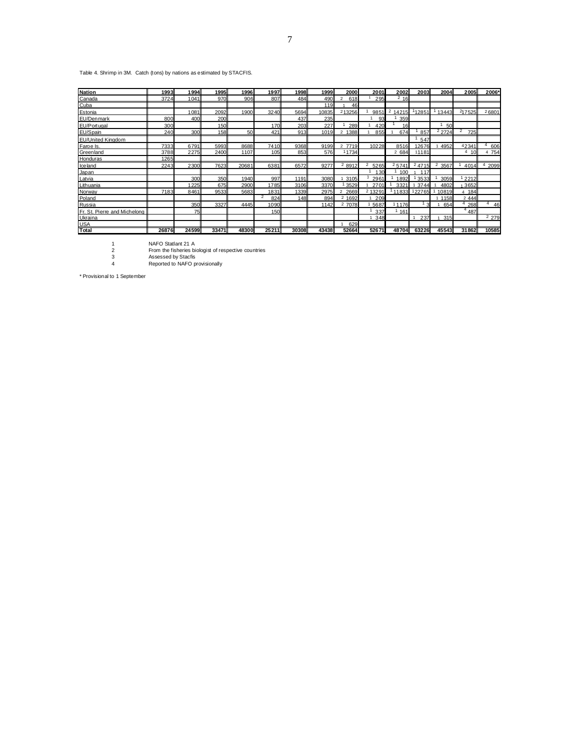Table 4. Shrimp in 3M. Catch (tons) by nations as estimated by STACFIS.

| Nation | 1993 | 1994 | 1995 | 1996 | 1997 | 1998 | 1999 | 2000 | 2001 | 2002 | 2003 | 2004 | 2005 | 2006* |
|---|---|---|---|---|---|---|---|---|---|---|---|---|---|---|
| Canada | 3724 | 1041 | 970 | 906 | 807 | 484 | 490 | [2] 618 | [1] 295 | [2] 16 | | | | |
| Cuba | | | | | | | 119 | [1] 46 | | | | | | |
| Estonia | | 1081 | 2092 | 1900 | 3240 | 5694 | 10835 | [2] 13256 | [1] 9851 | [2] 14215 | [1] 12851 | [1] 13443 | [2] 17525 | [2] 6801 |
| EU/Denmark | 800 | 400 | 200 | | | 437 | 235 | | [1] 93 | [1] 359 | | | | |
| EU/Portugal | 300 | | 150 | | 170 | 203 | 227 | [1] 289 | [1] 420 | [1] 16 | | [1] 50 | | |
| EU/Spain | 240 | 300 | 158 | 50 | 421 | 913 | 1019 | [2] 1388 | [1] 855 | [1] 674 | [1] 857 | [2] 2724 | [2] 725 | |
| EU/United Kingdom | | | | | | | | | | | [1] 547 | | | |
| Faroe Is. | 7333 | 6791 | 5993 | 8688 | 7410 | 9368 | 9199 | [2] 7719 | 10228 | 8516 | 12676 | [1] 4952 | [4] 2341 | [4] 606 |
| Greenland | 3788 | 2275 | 2400 | 1107 | 105 | 853 | 576 | [1] 1734 | | [2] 684 | [1] 1181 | | [4] 10 | [4] 754 |
| Honduras | 1265 | | | | | | | | | | | | | |
| Iceland | 2243 | 2300 | 7623 | 20681 | 6381 | 6572 | 9277 | [2] 8912 | [2] 5265 | [2] 5741 | [2] 4715 | [2] 3567 | [1] 4014 | [4] 2099 |
| Japan | | | | | | | | | [1] 130 | [1] 100 | [1] 117 | | | |
| Latvia | | 300 | 350 | 1940 | 997 | 1191 | 3080 | [1] 3105 | [1] 2961 | [1] 1892 | [1] 3533 | [1] 3059 | [1] 2212 | |
| Lithuania | | 1225 | 675 | 2900 | 1785 | 3106 | 3370 | [1] 3529 | [1] 2701 | [1] 3321 | [1] 3744 | [1] 4802 | [1] 3652 | |
| Norway | 7183 | 8461 | 9533 | 5683 | 1831 | 1339 | 2975 | [2] 2669 | [2] 13291 | [1] 11833 | [1] 22765 | [1] 10819 | [4] 184 | |
| Poland | | | | | [2] 824 | 148 | 894 | [2] 1692 | [1] 209 | | | [1] 1158 | [2] 444 | |
| Russia | | 350 | 3327 | 4445 | 1090 | | 1142 | [2] 7078 | [1] 5687 | [1] 1176 | [1] 3 | [1] 654 | [4] 268 | [4] 46 |
| Fr. St. Pierre and Michelong | | 75 | | | 150 | | | | [1] 337 | [1] 161 | | | [4] 487 | |
| Ukraina | | | | | | | | | [1] 348 | | [1] 237 | [1] 315 | | [2] 279 |
| USA | | | | | | | | [1] 629 | | | | | | |
| **Total** | **26876** | **24599** | **33471** | **48300** | **25211** | **30308** | **43438** | **52664** | **52671** | **48704** | **63226** | **45543** | **31862** | **10585** |

1 NAFO Statlant 21 A
2 From the fisheries biologist of respective countries
3 Assessed by Stacfis
4 Reported to NAFO provisionally

\* Provisional to 1 September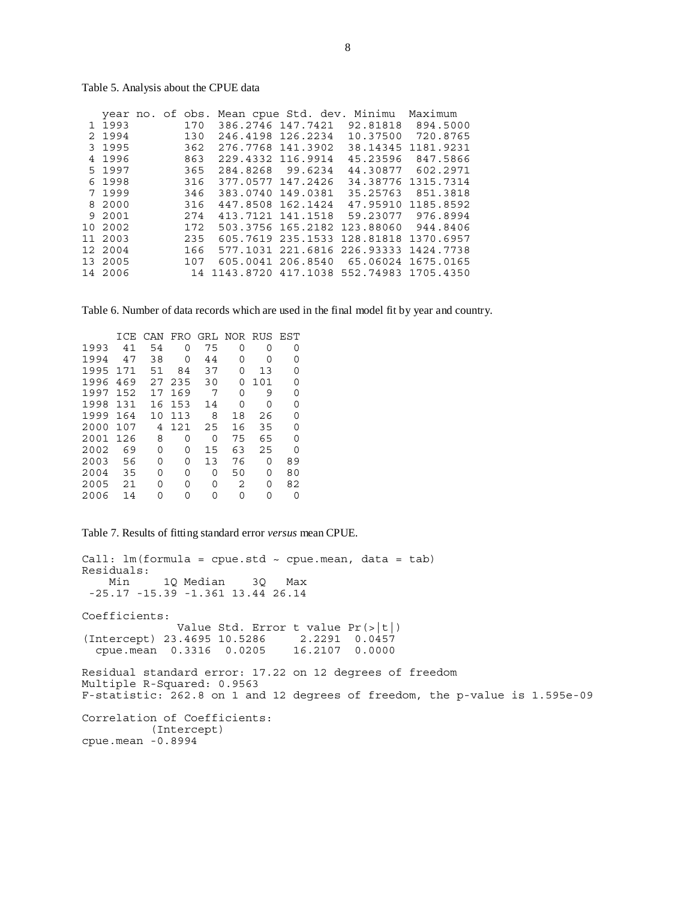Table 5. Analysis about the CPUE data

| | year | no. of obs. | Mean cpue | Std. dev. | Minimu | Maximum |
|---|---|---|---|---|---|---|
| 1 | 1993 | 170 | 386.2746 | 147.7421 | 92.81818 | 894.5000 |
| 2 | 1994 | 130 | 246.4198 | 126.2234 | 10.37500 | 720.8765 |
| 3 | 1995 | 362 | 276.7768 | 141.3902 | 38.14345 | 1181.9231 |
| 4 | 1996 | 863 | 229.4332 | 116.9914 | 45.23596 | 847.5866 |
| 5 | 1997 | 365 | 284.8268 | 99.6234 | 44.30877 | 602.2971 |
| 6 | 1998 | 316 | 377.0577 | 147.2426 | 34.38776 | 1315.7314 |
| 7 | 1999 | 346 | 383.0740 | 149.0381 | 35.25763 | 851.3818 |
| 8 | 2000 | 316 | 447.8508 | 162.1424 | 47.95910 | 1185.8592 |
| 9 | 2001 | 274 | 413.7121 | 141.1518 | 59.23077 | 976.8994 |
| 10 | 2002 | 172 | 503.3756 | 165.2182 | 123.88060 | 944.8406 |
| 11 | 2003 | 235 | 605.7619 | 235.1533 | 128.81818 | 1370.6957 |
| 12 | 2004 | 166 | 577.1031 | 221.6816 | 226.93333 | 1424.7738 |
| 13 | 2005 | 107 | 605.0041 | 206.8540 | 65.06024 | 1675.0165 |
| 14 | 2006 | 14 | 1143.8720 | 417.1038 | 552.74983 | 1705.4350 |

Table 6. Number of data records which are used in the final model fit by year and country.

| | ICE | CAN | FRO | GRL | NOR | RUS | EST |
|---|---|---|---|---|---|---|---|
| 1993 | 41 | 54 | 0 | 75 | 0 | 0 | 0 |
| 1994 | 47 | 38 | 0 | 44 | 0 | 0 | 0 |
| 1995 | 171 | 51 | 84 | 37 | 0 | 13 | 0 |
| 1996 | 469 | 27 | 235 | 30 | 0 | 101 | 0 |
| 1997 | 152 | 17 | 169 | 7 | 0 | 9 | 0 |
| 1998 | 131 | 16 | 153 | 14 | 0 | 0 | 0 |
| 1999 | 164 | 10 | 113 | 8 | 18 | 26 | 0 |
| 2000 | 107 | 4 | 121 | 25 | 16 | 35 | 0 |
| 2001 | 126 | 8 | 0 | 0 | 75 | 65 | 0 |
| 2002 | 69 | 0 | 0 | 15 | 63 | 25 | 0 |
| 2003 | 56 | 0 | 0 | 13 | 76 | 0 | 89 |
| 2004 | 35 | 0 | 0 | 0 | 50 | 0 | 80 |
| 2005 | 21 | 0 | 0 | 0 | 2 | 0 | 82 |
| 2006 | 14 | 0 | 0 | 0 | 0 | 0 | 0 |

Table 7. Results of fitting standard error *versus* mean CPUE.

```
Call: lm(formula = cpue.std ~ cpue.mean, data = tab)
Residuals:
    Min     1Q Median    3Q   Max
 -25.17 -15.39 -1.361 13.44 26.14

Coefficients:
              Value Std. Error t value Pr(>|t|)
(Intercept) 23.4695 10.5286     2.2291  0.0457
  cpue.mean  0.3316  0.0205    16.2107  0.0000

Residual standard error: 17.22 on 12 degrees of freedom
Multiple R-Squared: 0.9563
F-statistic: 262.8 on 1 and 12 degrees of freedom, the p-value is 1.595e-09

Correlation of Coefficients:
          (Intercept)
cpue.mean -0.8994
```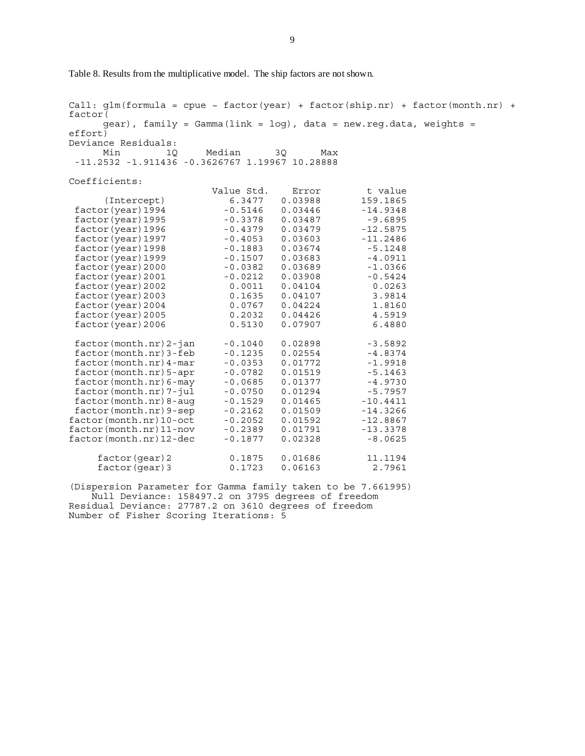Table 8. Results from the multiplicative model. The ship factors are not shown.

```
Call: glm(formula = cpue ~ factor(year) + factor(ship.nr) + factor(month.nr) +
factor(
      gear), family = Gamma(link = log), data = new.reg.data, weights =
effort)
Deviance Residuals:
      Min        1Q     Median      3Q      Max
 -11.2532 -1.911436 -0.3627677 1.19967 10.28888

Coefficients:
                         Value Std.    Error        t value
      (Intercept)          6.3477   0.03988       159.1865
 factor(year)1994         -0.5146   0.03446       -14.9348
 factor(year)1995         -0.3378   0.03487        -9.6895
 factor(year)1996         -0.4379   0.03479       -12.5875
 factor(year)1997         -0.4053   0.03603       -11.2486
 factor(year)1998         -0.1883   0.03674        -5.1248
 factor(year)1999         -0.1507   0.03683        -4.0911
 factor(year)2000         -0.0382   0.03689        -1.0366
 factor(year)2001         -0.0212   0.03908        -0.5424
 factor(year)2002          0.0011   0.04104         0.0263
 factor(year)2003          0.1635   0.04107         3.9814
 factor(year)2004          0.0767   0.04224         1.8160
 factor(year)2005          0.2032   0.04426         4.5919
 factor(year)2006          0.5130   0.07907         6.4880

 factor(month.nr)2-jan    -0.1040   0.02898        -3.5892
 factor(month.nr)3-feb    -0.1235   0.02554        -4.8374
 factor(month.nr)4-mar    -0.0353   0.01772        -1.9918
 factor(month.nr)5-apr    -0.0782   0.01519        -5.1463
 factor(month.nr)6-may    -0.0685   0.01377        -4.9730
 factor(month.nr)7-jul    -0.0750   0.01294        -5.7957
 factor(month.nr)8-aug    -0.1529   0.01465       -10.4411
 factor(month.nr)9-sep    -0.2162   0.01509       -14.3266
factor(month.nr)10-oct    -0.2052   0.01592       -12.8867
factor(month.nr)11-nov    -0.2389   0.01791       -13.3378
factor(month.nr)12-dec    -0.1877   0.02328        -8.0625

     factor(gear)2         0.1875   0.01686        11.1194
     factor(gear)3         0.1723   0.06163         2.7961

(Dispersion Parameter for Gamma family taken to be 7.661995)
    Null Deviance: 158497.2 on 3795 degrees of freedom
Residual Deviance: 27787.2 on 3610 degrees of freedom
Number of Fisher Scoring Iterations: 5
```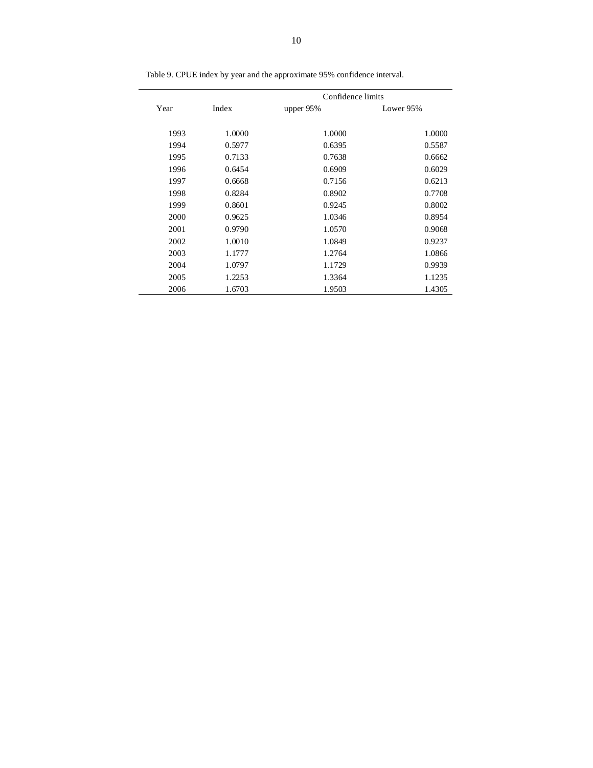Table 9. CPUE index by year and the approximate 95% confidence interval.

| Year | Index | Confidence limits | |
|---|---|---|---|
| | | upper 95% | Lower 95% |
| 1993 | 1.0000 | 1.0000 | 1.0000 |
| 1994 | 0.5977 | 0.6395 | 0.5587 |
| 1995 | 0.7133 | 0.7638 | 0.6662 |
| 1996 | 0.6454 | 0.6909 | 0.6029 |
| 1997 | 0.6668 | 0.7156 | 0.6213 |
| 1998 | 0.8284 | 0.8902 | 0.7708 |
| 1999 | 0.8601 | 0.9245 | 0.8002 |
| 2000 | 0.9625 | 1.0346 | 0.8954 |
| 2001 | 0.9790 | 1.0570 | 0.9068 |
| 2002 | 1.0010 | 1.0849 | 0.9237 |
| 2003 | 1.1777 | 1.2764 | 1.0866 |
| 2004 | 1.0797 | 1.1729 | 0.9939 |
| 2005 | 1.2253 | 1.3364 | 1.1235 |
| 2006 | 1.6703 | 1.9503 | 1.4305 |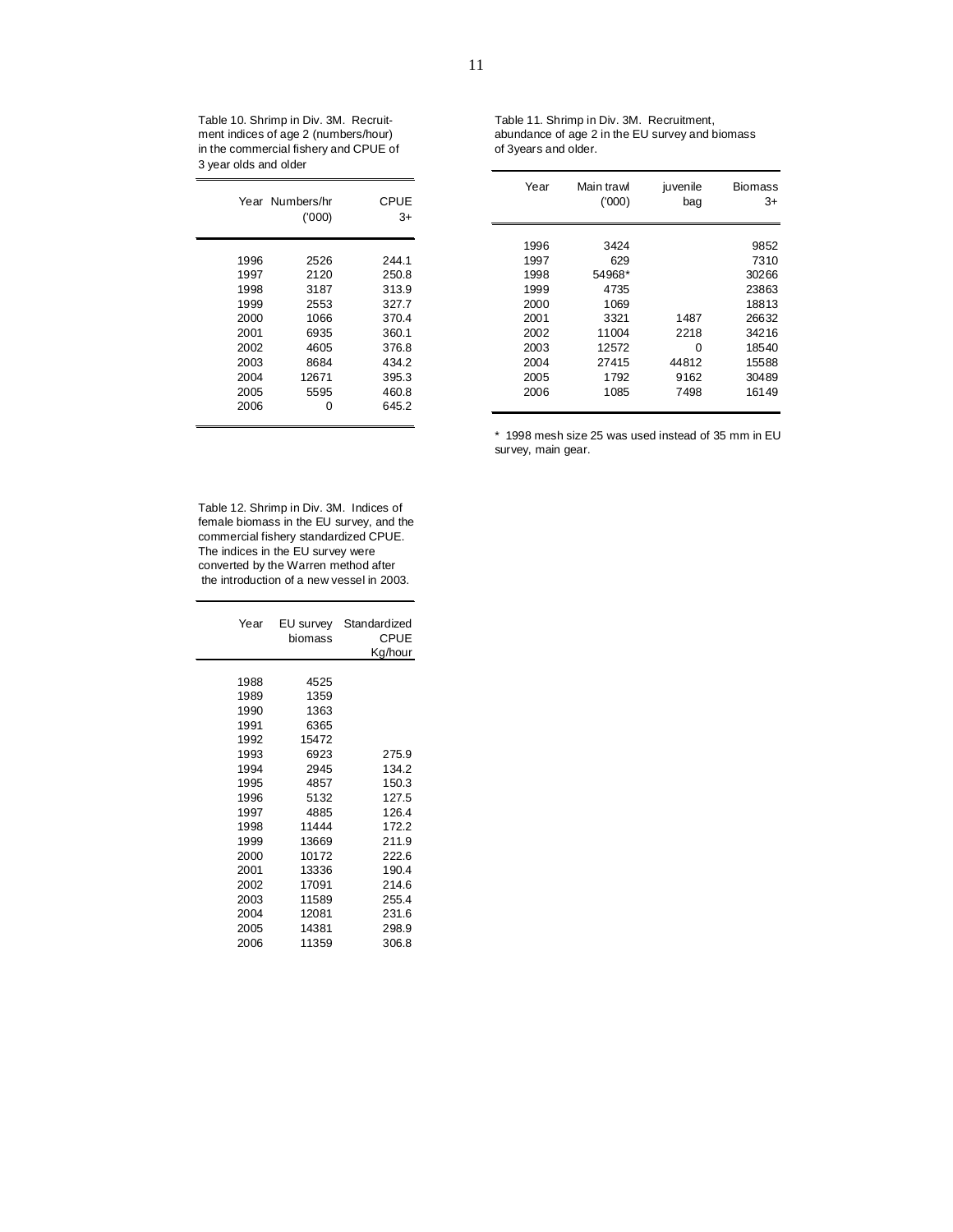Table 10. Shrimp in Div. 3M. Recruitment indices of age 2 (numbers/hour) in the commercial fishery and CPUE of 3 year olds and older

| Year | Numbers/hr ('000) | CPUE 3+ |
|---|---|---|
| 1996 | 2526 | 244.1 |
| 1997 | 2120 | 250.8 |
| 1998 | 3187 | 313.9 |
| 1999 | 2553 | 327.7 |
| 2000 | 1066 | 370.4 |
| 2001 | 6935 | 360.1 |
| 2002 | 4605 | 376.8 |
| 2003 | 8684 | 434.2 |
| 2004 | 12671 | 395.3 |
| 2005 | 5595 | 460.8 |
| 2006 | 0 | 645.2 |

Table 11. Shrimp in Div. 3M. Recruitment, abundance of age 2 in the EU survey and biomass of 3years and older.

| Year | Main trawl ('000) | juvenile bag | Biomass 3+ |
|---|---|---|---|
| 1996 | 3424 | | 9852 |
| 1997 | 629 | | 7310 |
| 1998 | 54968* | | 30266 |
| 1999 | 4735 | | 23863 |
| 2000 | 1069 | | 18813 |
| 2001 | 3321 | 1487 | 26632 |
| 2002 | 11004 | 2218 | 34216 |
| 2003 | 12572 | 0 | 18540 |
| 2004 | 27415 | 44812 | 15588 |
| 2005 | 1792 | 9162 | 30489 |
| 2006 | 1085 | 7498 | 16149 |

* 1998 mesh size 25 was used instead of 35 mm in EU survey, main gear.

Table 12. Shrimp in Div. 3M. Indices of female biomass in the EU survey, and the commercial fishery standardized CPUE. The indices in the EU survey were converted by the Warren method after the introduction of a new vessel in 2003.

| Year | EU survey biomass | Standardized CPUE Kg/hour |
|---|---|---|
| 1988 | 4525 | |
| 1989 | 1359 | |
| 1990 | 1363 | |
| 1991 | 6365 | |
| 1992 | 15472 | |
| 1993 | 6923 | 275.9 |
| 1994 | 2945 | 134.2 |
| 1995 | 4857 | 150.3 |
| 1996 | 5132 | 127.5 |
| 1997 | 4885 | 126.4 |
| 1998 | 11444 | 172.2 |
| 1999 | 13669 | 211.9 |
| 2000 | 10172 | 222.6 |
| 2001 | 13336 | 190.4 |
| 2002 | 17091 | 214.6 |
| 2003 | 11589 | 255.4 |
| 2004 | 12081 | 231.6 |
| 2005 | 14381 | 298.9 |
| 2006 | 11359 | 306.8 |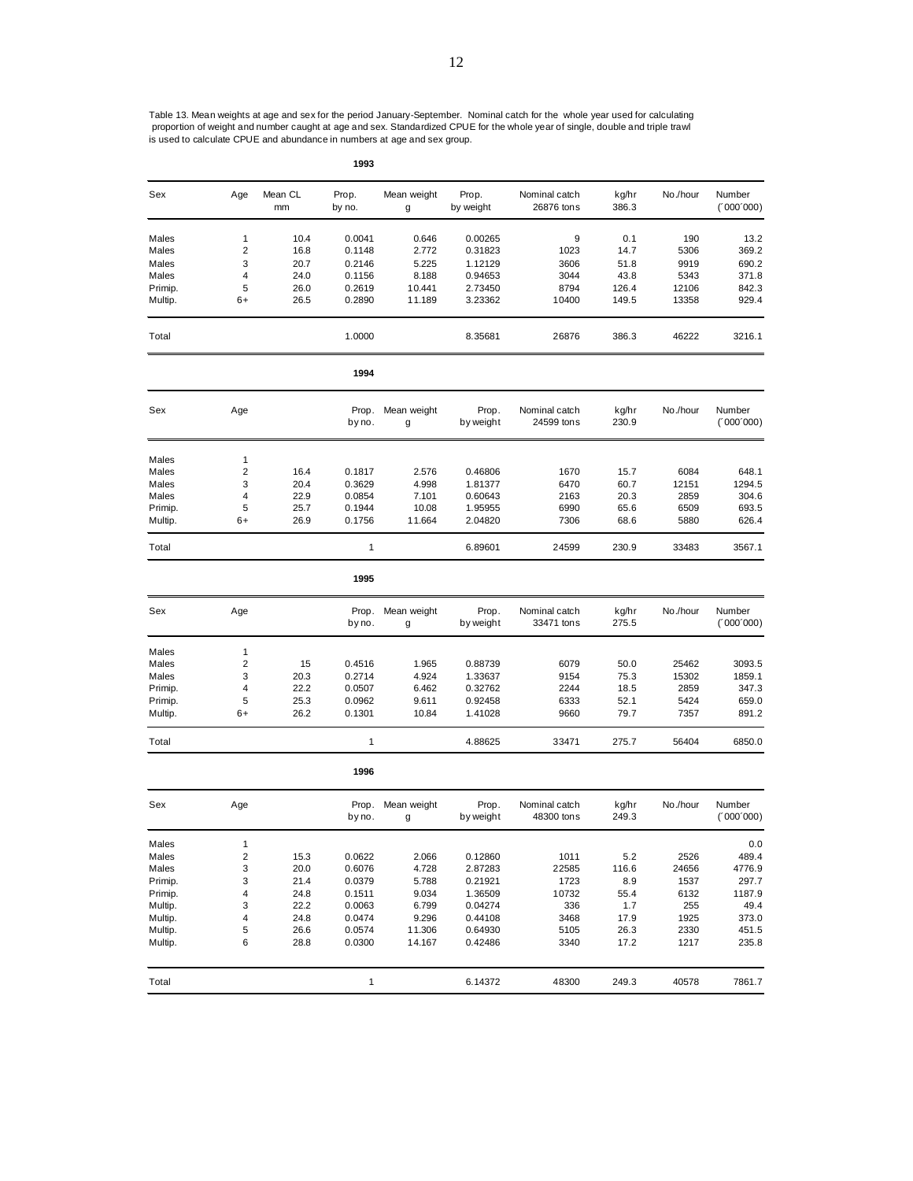Table 13. Mean weights at age and sex for the period January-September. Nominal catch for the whole year used for calculating proportion of weight and number caught at age and sex. Standardized CPUE for the whole year of single, double and triple trawl is used to calculate CPUE and abundance in numbers at age and sex group.

**1993**

| Sex | Age | Mean CL mm | Prop. by no. | Mean weight g | Prop. by weight | Nominal catch 26876 tons | kg/hr 386.3 | No./hour | Number (´000´000) |
|---|---|---|---|---|---|---|---|---|---|
| Males | 1 | 10.4 | 0.0041 | 0.646 | 0.00265 | 9 | 0.1 | 190 | 13.2 |
| Males | 2 | 16.8 | 0.1148 | 2.772 | 0.31823 | 1023 | 14.7 | 5306 | 369.2 |
| Males | 3 | 20.7 | 0.2146 | 5.225 | 1.12129 | 3606 | 51.8 | 9919 | 690.2 |
| Males | 4 | 24.0 | 0.1156 | 8.188 | 0.94653 | 3044 | 43.8 | 5343 | 371.8 |
| Primip. | 5 | 26.0 | 0.2619 | 10.441 | 2.73450 | 8794 | 126.4 | 12106 | 842.3 |
| Multip. | 6+ | 26.5 | 0.2890 | 11.189 | 3.23362 | 10400 | 149.5 | 13358 | 929.4 |
| Total | | | 1.0000 | | 8.35681 | 26876 | 386.3 | 46222 | 3216.1 |

**1994**

| Sex | Age | | Prop. by no. | Mean weight g | Prop. by weight | Nominal catch 24599 tons | kg/hr 230.9 | No./hour | Number (´000´000) |
|---|---|---|---|---|---|---|---|---|---|
| Males | 1 | | | | | | | | |
| Males | 2 | 16.4 | 0.1817 | 2.576 | 0.46806 | 1670 | 15.7 | 6084 | 648.1 |
| Males | 3 | 20.4 | 0.3629 | 4.998 | 1.81377 | 6470 | 60.7 | 12151 | 1294.5 |
| Males | 4 | 22.9 | 0.0854 | 7.101 | 0.60643 | 2163 | 20.3 | 2859 | 304.6 |
| Primip. | 5 | 25.7 | 0.1944 | 10.08 | 1.95955 | 6990 | 65.6 | 6509 | 693.5 |
| Multip. | 6+ | 26.9 | 0.1756 | 11.664 | 2.04820 | 7306 | 68.6 | 5880 | 626.4 |
| Total | | | 1 | | 6.89601 | 24599 | 230.9 | 33483 | 3567.1 |

**1995**

| Sex | Age | | Prop. by no. | Mean weight g | Prop. by weight | Nominal catch 33471 tons | kg/hr 275.5 | No./hour | Number (´000´000) |
|---|---|---|---|---|---|---|---|---|---|
| Males | 1 | | | | | | | | |
| Males | 2 | 15 | 0.4516 | 1.965 | 0.88739 | 6079 | 50.0 | 25462 | 3093.5 |
| Males | 3 | 20.3 | 0.2714 | 4.924 | 1.33637 | 9154 | 75.3 | 15302 | 1859.1 |
| Primip. | 4 | 22.2 | 0.0507 | 6.462 | 0.32762 | 2244 | 18.5 | 2859 | 347.3 |
| Primip. | 5 | 25.3 | 0.0962 | 9.611 | 0.92458 | 6333 | 52.1 | 5424 | 659.0 |
| Multip. | 6+ | 26.2 | 0.1301 | 10.84 | 1.41028 | 9660 | 79.7 | 7357 | 891.2 |
| Total | | | 1 | | 4.88625 | 33471 | 275.7 | 56404 | 6850.0 |

**1996**

| Sex | Age | | Prop. by no. | Mean weight g | Prop. by weight | Nominal catch 48300 tons | kg/hr 249.3 | No./hour | Number (´000´000) |
|---|---|---|---|---|---|---|---|---|---|
| Males | 1 | | | | | | | | 0.0 |
| Males | 2 | 15.3 | 0.0622 | 2.066 | 0.12860 | 1011 | 5.2 | 2526 | 489.4 |
| Males | 3 | 20.0 | 0.6076 | 4.728 | 2.87283 | 22585 | 116.6 | 24656 | 4776.9 |
| Primip. | 3 | 21.4 | 0.0379 | 5.788 | 0.21921 | 1723 | 8.9 | 1537 | 297.7 |
| Primip. | 4 | 24.8 | 0.1511 | 9.034 | 1.36509 | 10732 | 55.4 | 6132 | 1187.9 |
| Multip. | 3 | 22.2 | 0.0063 | 6.799 | 0.04274 | 336 | 1.7 | 255 | 49.4 |
| Multip. | 4 | 24.8 | 0.0474 | 9.296 | 0.44108 | 3468 | 17.9 | 1925 | 373.0 |
| Multip. | 5 | 26.6 | 0.0574 | 11.306 | 0.64930 | 5105 | 26.3 | 2330 | 451.5 |
| Multip. | 6 | 28.8 | 0.0300 | 14.167 | 0.42486 | 3340 | 17.2 | 1217 | 235.8 |
| Total | | | 1 | | 6.14372 | 48300 | 249.3 | 40578 | 7861.7 |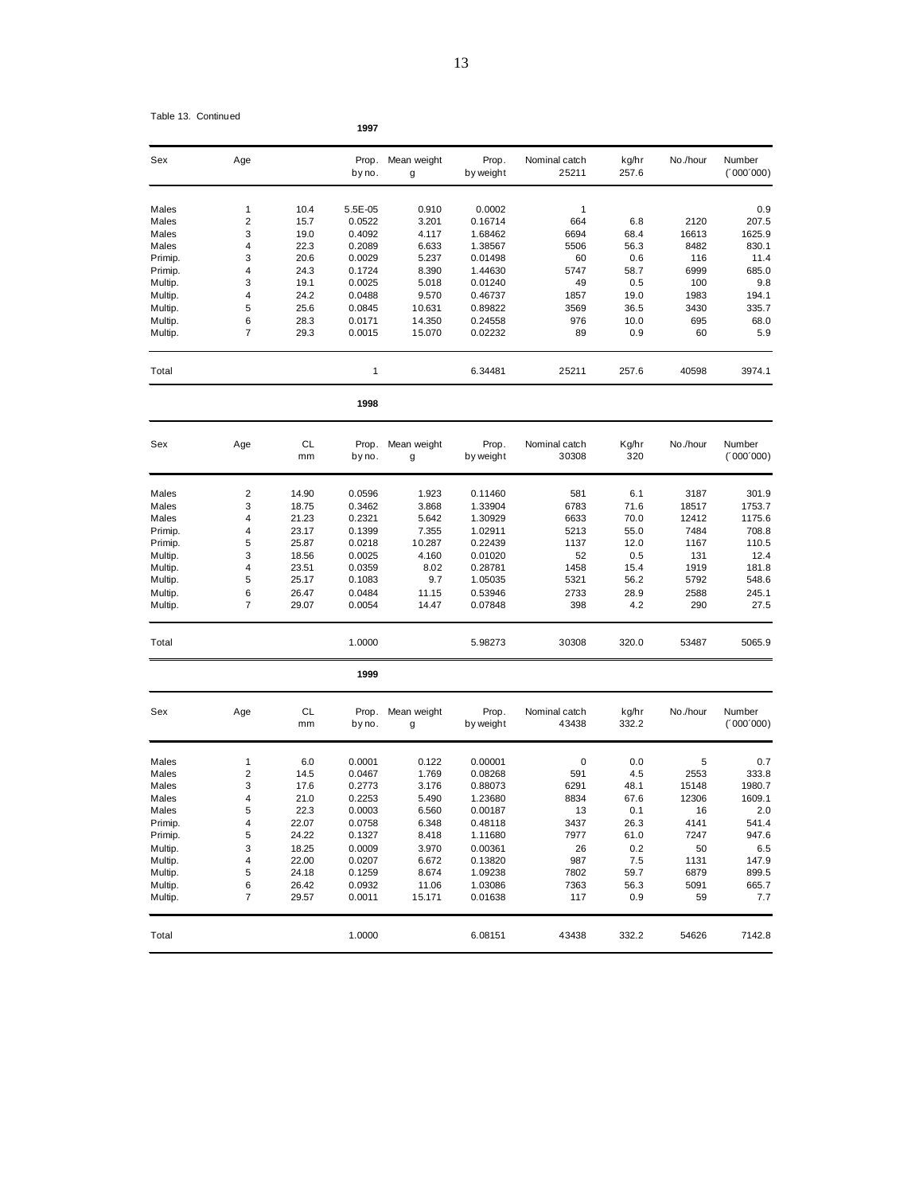Table 13. Continued

**1997**

| Sex | Age | | Prop. by no. | Mean weight g | Prop. by weight | Nominal catch 25211 | kg/hr 257.6 | No./hour | Number (´000´000) |
|---|---|---|---|---|---|---|---|---|---|
| Males | 1 | 10.4 | 5.5E-05 | 0.910 | 0.0002 | 1 | | | 0.9 |
| Males | 2 | 15.7 | 0.0522 | 3.201 | 0.16714 | 664 | 6.8 | 2120 | 207.5 |
| Males | 3 | 19.0 | 0.4092 | 4.117 | 1.68462 | 6694 | 68.4 | 16613 | 1625.9 |
| Males | 4 | 22.3 | 0.2089 | 6.633 | 1.38567 | 5506 | 56.3 | 8482 | 830.1 |
| Primip. | 3 | 20.6 | 0.0029 | 5.237 | 0.01498 | 60 | 0.6 | 116 | 11.4 |
| Primip. | 4 | 24.3 | 0.1724 | 8.390 | 1.44630 | 5747 | 58.7 | 6999 | 685.0 |
| Multip. | 3 | 19.1 | 0.0025 | 5.018 | 0.01240 | 49 | 0.5 | 100 | 9.8 |
| Multip. | 4 | 24.2 | 0.0488 | 9.570 | 0.46737 | 1857 | 19.0 | 1983 | 194.1 |
| Multip. | 5 | 25.6 | 0.0845 | 10.631 | 0.89822 | 3569 | 36.5 | 3430 | 335.7 |
| Multip. | 6 | 28.3 | 0.0171 | 14.350 | 0.24558 | 976 | 10.0 | 695 | 68.0 |
| Multip. | 7 | 29.3 | 0.0015 | 15.070 | 0.02232 | 89 | 0.9 | 60 | 5.9 |
| Total | | | 1 | | 6.34481 | 25211 | 257.6 | 40598 | 3974.1 |

**1998**

| Sex | Age | CL mm | Prop. by no. | Mean weight g | Prop. by weight | Nominal catch 30308 | Kg/hr 320 | No./hour | Number (´000´000) |
|---|---|---|---|---|---|---|---|---|---|
| Males | 2 | 14.90 | 0.0596 | 1.923 | 0.11460 | 581 | 6.1 | 3187 | 301.9 |
| Males | 3 | 18.75 | 0.3462 | 3.868 | 1.33904 | 6783 | 71.6 | 18517 | 1753.7 |
| Males | 4 | 21.23 | 0.2321 | 5.642 | 1.30929 | 6633 | 70.0 | 12412 | 1175.6 |
| Primip. | 4 | 23.17 | 0.1399 | 7.355 | 1.02911 | 5213 | 55.0 | 7484 | 708.8 |
| Primip. | 5 | 25.87 | 0.0218 | 10.287 | 0.22439 | 1137 | 12.0 | 1167 | 110.5 |
| Multip. | 3 | 18.56 | 0.0025 | 4.160 | 0.01020 | 52 | 0.5 | 131 | 12.4 |
| Multip. | 4 | 23.51 | 0.0359 | 8.02 | 0.28781 | 1458 | 15.4 | 1919 | 181.8 |
| Multip. | 5 | 25.17 | 0.1083 | 9.7 | 1.05035 | 5321 | 56.2 | 5792 | 548.6 |
| Multip. | 6 | 26.47 | 0.0484 | 11.15 | 0.53946 | 2733 | 28.9 | 2588 | 245.1 |
| Multip. | 7 | 29.07 | 0.0054 | 14.47 | 0.07848 | 398 | 4.2 | 290 | 27.5 |
| Total | | | 1.0000 | | 5.98273 | 30308 | 320.0 | 53487 | 5065.9 |

**1999**

| Sex | Age | CL mm | Prop. by no. | Mean weight g | Prop. by weight | Nominal catch 43438 | kg/hr 332.2 | No./hour | Number (´000´000) |
|---|---|---|---|---|---|---|---|---|---|
| Males | 1 | 6.0 | 0.0001 | 0.122 | 0.00001 | 0 | 0.0 | 5 | 0.7 |
| Males | 2 | 14.5 | 0.0467 | 1.769 | 0.08268 | 591 | 4.5 | 2553 | 333.8 |
| Males | 3 | 17.6 | 0.2773 | 3.176 | 0.88073 | 6291 | 48.1 | 15148 | 1980.7 |
| Males | 4 | 21.0 | 0.2253 | 5.490 | 1.23680 | 8834 | 67.6 | 12306 | 1609.1 |
| Males | 5 | 22.3 | 0.0003 | 6.560 | 0.00187 | 13 | 0.1 | 16 | 2.0 |
| Primip. | 4 | 22.07 | 0.0758 | 6.348 | 0.48118 | 3437 | 26.3 | 4141 | 541.4 |
| Primip. | 5 | 24.22 | 0.1327 | 8.418 | 1.11680 | 7977 | 61.0 | 7247 | 947.6 |
| Multip. | 3 | 18.25 | 0.0009 | 3.970 | 0.00361 | 26 | 0.2 | 50 | 6.5 |
| Multip. | 4 | 22.00 | 0.0207 | 6.672 | 0.13820 | 987 | 7.5 | 1131 | 147.9 |
| Multip. | 5 | 24.18 | 0.1259 | 8.674 | 1.09238 | 7802 | 59.7 | 6879 | 899.5 |
| Multip. | 6 | 26.42 | 0.0932 | 11.06 | 1.03086 | 7363 | 56.3 | 5091 | 665.7 |
| Multip. | 7 | 29.57 | 0.0011 | 15.171 | 0.01638 | 117 | 0.9 | 59 | 7.7 |
| Total | | | 1.0000 | | 6.08151 | 43438 | 332.2 | 54626 | 7142.8 |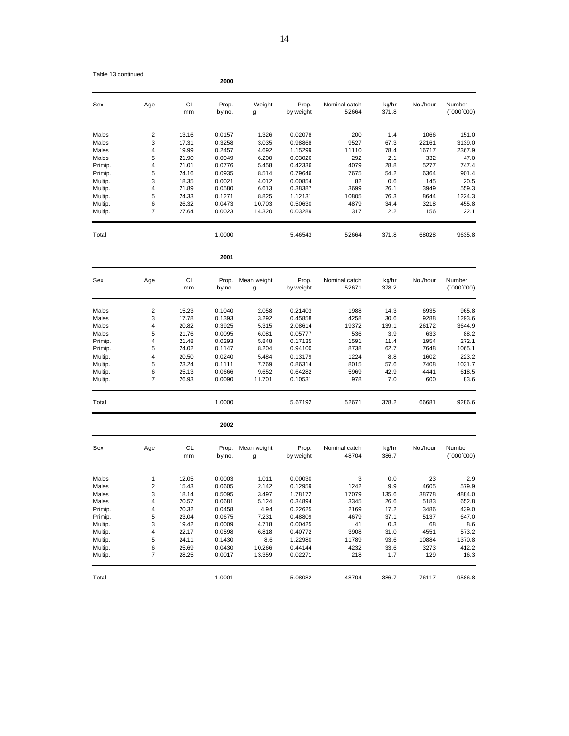Table 13 continued

**2000**

| Sex | Age | CL mm | Prop. by no. | Weight g | Prop. by weight | Nominal catch 52664 | kg/hr 371.8 | No./hour | Number (´000´000) |
|---|---|---|---|---|---|---|---|---|---|
| Males | 2 | 13.16 | 0.0157 | 1.326 | 0.02078 | 200 | 1.4 | 1066 | 151.0 |
| Males | 3 | 17.31 | 0.3258 | 3.035 | 0.98868 | 9527 | 67.3 | 22161 | 3139.0 |
| Males | 4 | 19.99 | 0.2457 | 4.692 | 1.15299 | 11110 | 78.4 | 16717 | 2367.9 |
| Males | 5 | 21.90 | 0.0049 | 6.200 | 0.03026 | 292 | 2.1 | 332 | 47.0 |
| Primip. | 4 | 21.01 | 0.0776 | 5.458 | 0.42336 | 4079 | 28.8 | 5277 | 747.4 |
| Primip. | 5 | 24.16 | 0.0935 | 8.514 | 0.79646 | 7675 | 54.2 | 6364 | 901.4 |
| Multip. | 3 | 18.35 | 0.0021 | 4.012 | 0.00854 | 82 | 0.6 | 145 | 20.5 |
| Multip. | 4 | 21.89 | 0.0580 | 6.613 | 0.38387 | 3699 | 26.1 | 3949 | 559.3 |
| Multip. | 5 | 24.33 | 0.1271 | 8.825 | 1.12131 | 10805 | 76.3 | 8644 | 1224.3 |
| Multip. | 6 | 26.32 | 0.0473 | 10.703 | 0.50630 | 4879 | 34.4 | 3218 | 455.8 |
| Multip. | 7 | 27.64 | 0.0023 | 14.320 | 0.03289 | 317 | 2.2 | 156 | 22.1 |
| Total | | | 1.0000 | | 5.46543 | 52664 | 371.8 | 68028 | 9635.8 |

**2001**

| Sex | Age | CL mm | Prop. by no. | Mean weight g | Prop. by weight | Nominal catch 52671 | kg/hr 378.2 | No./hour | Number (´000´000) |
|---|---|---|---|---|---|---|---|---|---|
| Males | 2 | 15.23 | 0.1040 | 2.058 | 0.21403 | 1988 | 14.3 | 6935 | 965.8 |
| Males | 3 | 17.78 | 0.1393 | 3.292 | 0.45858 | 4258 | 30.6 | 9288 | 1293.6 |
| Males | 4 | 20.82 | 0.3925 | 5.315 | 2.08614 | 19372 | 139.1 | 26172 | 3644.9 |
| Males | 5 | 21.76 | 0.0095 | 6.081 | 0.05777 | 536 | 3.9 | 633 | 88.2 |
| Primip. | 4 | 21.48 | 0.0293 | 5.848 | 0.17135 | 1591 | 11.4 | 1954 | 272.1 |
| Primip. | 5 | 24.02 | 0.1147 | 8.204 | 0.94100 | 8738 | 62.7 | 7648 | 1065.1 |
| Multip. | 4 | 20.50 | 0.0240 | 5.484 | 0.13179 | 1224 | 8.8 | 1602 | 223.2 |
| Multip. | 5 | 23.24 | 0.1111 | 7.769 | 0.86314 | 8015 | 57.6 | 7408 | 1031.7 |
| Multip. | 6 | 25.13 | 0.0666 | 9.652 | 0.64282 | 5969 | 42.9 | 4441 | 618.5 |
| Multip. | 7 | 26.93 | 0.0090 | 11.701 | 0.10531 | 978 | 7.0 | 600 | 83.6 |
| Total | | | 1.0000 | | 5.67192 | 52671 | 378.2 | 66681 | 9286.6 |

**2002**

| Sex | Age | CL mm | Prop. by no. | Mean weight g | Prop. by weight | Nominal catch 48704 | kg/hr 386.7 | No./hour | Number (´000´000) |
|---|---|---|---|---|---|---|---|---|---|
| Males | 1 | 12.05 | 0.0003 | 1.011 | 0.00030 | 3 | 0.0 | 23 | 2.9 |
| Males | 2 | 15.43 | 0.0605 | 2.142 | 0.12959 | 1242 | 9.9 | 4605 | 579.9 |
| Males | 3 | 18.14 | 0.5095 | 3.497 | 1.78172 | 17079 | 135.6 | 38778 | 4884.0 |
| Males | 4 | 20.57 | 0.0681 | 5.124 | 0.34894 | 3345 | 26.6 | 5183 | 652.8 |
| Primip. | 4 | 20.32 | 0.0458 | 4.94 | 0.22625 | 2169 | 17.2 | 3486 | 439.0 |
| Primip. | 5 | 23.04 | 0.0675 | 7.231 | 0.48809 | 4679 | 37.1 | 5137 | 647.0 |
| Multip. | 3 | 19.42 | 0.0009 | 4.718 | 0.00425 | 41 | 0.3 | 68 | 8.6 |
| Multip. | 4 | 22.17 | 0.0598 | 6.818 | 0.40772 | 3908 | 31.0 | 4551 | 573.2 |
| Multip. | 5 | 24.11 | 0.1430 | 8.6 | 1.22980 | 11789 | 93.6 | 10884 | 1370.8 |
| Multip. | 6 | 25.69 | 0.0430 | 10.266 | 0.44144 | 4232 | 33.6 | 3273 | 412.2 |
| Multip. | 7 | 28.25 | 0.0017 | 13.359 | 0.02271 | 218 | 1.7 | 129 | 16.3 |
| Total | | | 1.0001 | | 5.08082 | 48704 | 386.7 | 76117 | 9586.8 |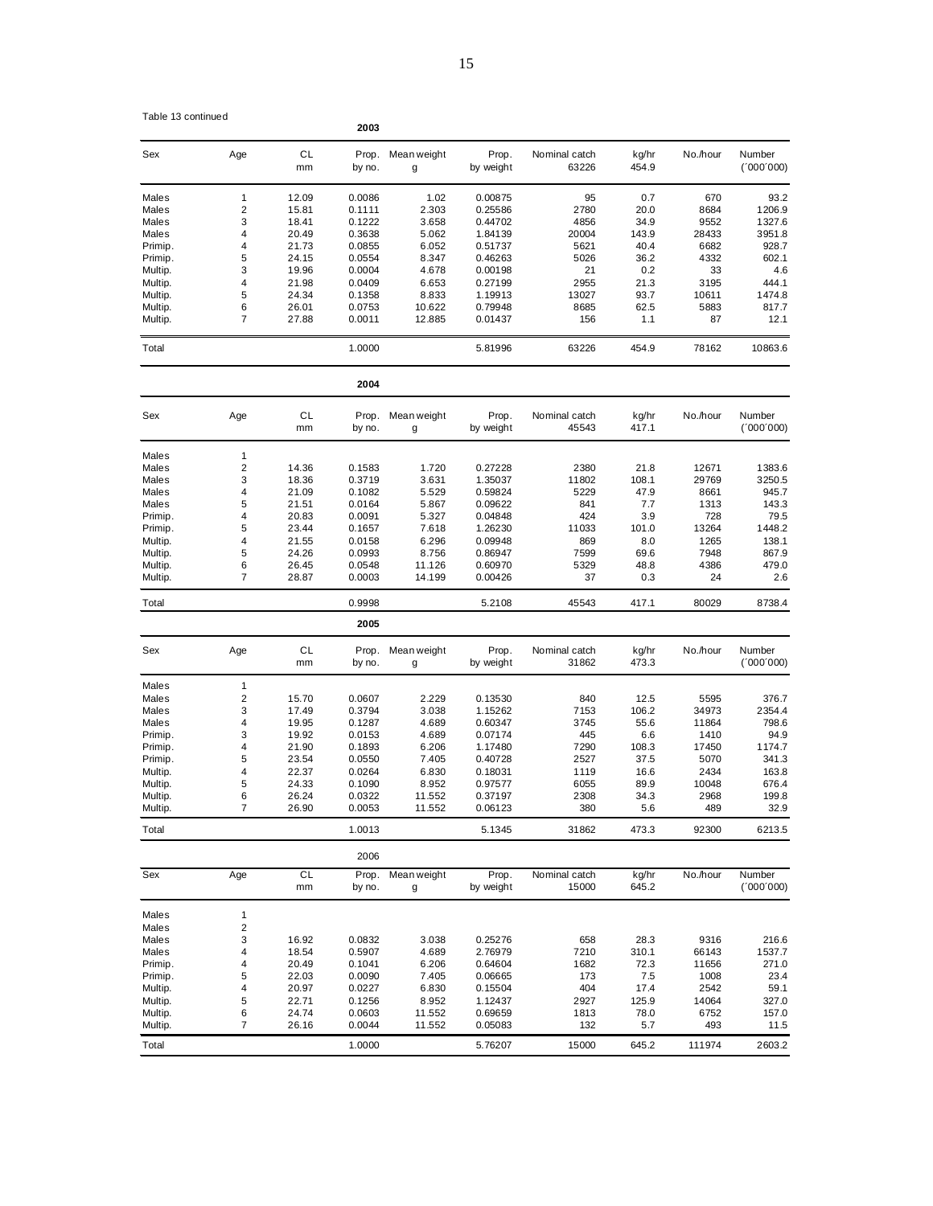Table 13 continued

**2003**

| Sex | Age | CL mm | Prop. by no. | Mean weight g | Prop. by weight | Nominal catch 63226 | kg/hr 454.9 | No./hour | Number (´000´000) |
|---|---|---|---|---|---|---|---|---|---|
| Males | 1 | 12.09 | 0.0086 | 1.02 | 0.00875 | 95 | 0.7 | 670 | 93.2 |
| Males | 2 | 15.81 | 0.1111 | 2.303 | 0.25586 | 2780 | 20.0 | 8684 | 1206.9 |
| Males | 3 | 18.41 | 0.1222 | 3.658 | 0.44702 | 4856 | 34.9 | 9552 | 1327.6 |
| Males | 4 | 20.49 | 0.3638 | 5.062 | 1.84139 | 20004 | 143.9 | 28433 | 3951.8 |
| Primip. | 4 | 21.73 | 0.0855 | 6.052 | 0.51737 | 5621 | 40.4 | 6682 | 928.7 |
| Primip. | 5 | 24.15 | 0.0554 | 8.347 | 0.46263 | 5026 | 36.2 | 4332 | 602.1 |
| Multip. | 3 | 19.96 | 0.0004 | 4.678 | 0.00198 | 21 | 0.2 | 33 | 4.6 |
| Multip. | 4 | 21.98 | 0.0409 | 6.653 | 0.27199 | 2955 | 21.3 | 3195 | 444.1 |
| Multip. | 5 | 24.34 | 0.1358 | 8.833 | 1.19913 | 13027 | 93.7 | 10611 | 1474.8 |
| Multip. | 6 | 26.01 | 0.0753 | 10.622 | 0.79948 | 8685 | 62.5 | 5883 | 817.7 |
| Multip. | 7 | 27.88 | 0.0011 | 12.885 | 0.01437 | 156 | 1.1 | 87 | 12.1 |
| Total | | | 1.0000 | | 5.81996 | 63226 | 454.9 | 78162 | 10863.6 |

**2004**

| Sex | Age | CL mm | Prop. by no. | Mean weight g | Prop. by weight | Nominal catch 45543 | kg/hr 417.1 | No./hour | Number (´000´000) |
|---|---|---|---|---|---|---|---|---|---|
| Males | 1 | | | | | | | | |
| Males | 2 | 14.36 | 0.1583 | 1.720 | 0.27228 | 2380 | 21.8 | 12671 | 1383.6 |
| Males | 3 | 18.36 | 0.3719 | 3.631 | 1.35037 | 11802 | 108.1 | 29769 | 3250.5 |
| Males | 4 | 21.09 | 0.1082 | 5.529 | 0.59824 | 5229 | 47.9 | 8661 | 945.7 |
| Males | 5 | 21.51 | 0.0164 | 5.867 | 0.09622 | 841 | 7.7 | 1313 | 143.3 |
| Primip. | 4 | 20.83 | 0.0091 | 5.327 | 0.04848 | 424 | 3.9 | 728 | 79.5 |
| Primip. | 5 | 23.44 | 0.1657 | 7.618 | 1.26230 | 11033 | 101.0 | 13264 | 1448.2 |
| Multip. | 4 | 21.55 | 0.0158 | 6.296 | 0.09948 | 869 | 8.0 | 1265 | 138.1 |
| Multip. | 5 | 24.26 | 0.0993 | 8.756 | 0.86947 | 7599 | 69.6 | 7948 | 867.9 |
| Multip. | 6 | 26.45 | 0.0548 | 11.126 | 0.60970 | 5329 | 48.8 | 4386 | 479.0 |
| Multip. | 7 | 28.87 | 0.0003 | 14.199 | 0.00426 | 37 | 0.3 | 24 | 2.6 |
| Total | | | 0.9998 | | 5.2108 | 45543 | 417.1 | 80029 | 8738.4 |

**2005**

| Sex | Age | CL mm | Prop. by no. | Mean weight g | Prop. by weight | Nominal catch 31862 | kg/hr 473.3 | No./hour | Number (´000´000) |
|---|---|---|---|---|---|---|---|---|---|
| Males | 1 | | | | | | | | |
| Males | 2 | 15.70 | 0.0607 | 2.229 | 0.13530 | 840 | 12.5 | 5595 | 376.7 |
| Males | 3 | 17.49 | 0.3794 | 3.038 | 1.15262 | 7153 | 106.2 | 34973 | 2354.4 |
| Males | 4 | 19.95 | 0.1287 | 4.689 | 0.60347 | 3745 | 55.6 | 11864 | 798.6 |
| Primip. | 3 | 19.92 | 0.0153 | 4.689 | 0.07174 | 445 | 6.6 | 1410 | 94.9 |
| Primip. | 4 | 21.90 | 0.1893 | 6.206 | 1.17480 | 7290 | 108.3 | 17450 | 1174.7 |
| Primip. | 5 | 23.54 | 0.0550 | 7.405 | 0.40728 | 2527 | 37.5 | 5070 | 341.3 |
| Multip. | 4 | 22.37 | 0.0264 | 6.830 | 0.18031 | 1119 | 16.6 | 2434 | 163.8 |
| Multip. | 5 | 24.33 | 0.1090 | 8.952 | 0.97577 | 6055 | 89.9 | 10048 | 676.4 |
| Multip. | 6 | 26.24 | 0.0322 | 11.552 | 0.37197 | 2308 | 34.3 | 2968 | 199.8 |
| Multip. | 7 | 26.90 | 0.0053 | 11.552 | 0.06123 | 380 | 5.6 | 489 | 32.9 |
| Total | | | 1.0013 | | 5.1345 | 31862 | 473.3 | 92300 | 6213.5 |

2006

| Sex | Age | CL mm | Prop. by no. | Mean weight g | Prop. by weight | Nominal catch 15000 | kg/hr 645.2 | No./hour | Number (´000´000) |
|---|---|---|---|---|---|---|---|---|---|
| Males | 1 | | | | | | | | |
| Males | 2 | | | | | | | | |
| Males | 3 | 16.92 | 0.0832 | 3.038 | 0.25276 | 658 | 28.3 | 9316 | 216.6 |
| Males | 4 | 18.54 | 0.5907 | 4.689 | 2.76979 | 7210 | 310.1 | 66143 | 1537.7 |
| Primip. | 4 | 20.49 | 0.1041 | 6.206 | 0.64604 | 1682 | 72.3 | 11656 | 271.0 |
| Primip. | 5 | 22.03 | 0.0090 | 7.405 | 0.06665 | 173 | 7.5 | 1008 | 23.4 |
| Multip. | 4 | 20.97 | 0.0227 | 6.830 | 0.15504 | 404 | 17.4 | 2542 | 59.1 |
| Multip. | 5 | 22.71 | 0.1256 | 8.952 | 1.12437 | 2927 | 125.9 | 14064 | 327.0 |
| Multip. | 6 | 24.74 | 0.0603 | 11.552 | 0.69659 | 1813 | 78.0 | 6752 | 157.0 |
| Multip. | 7 | 26.16 | 0.0044 | 11.552 | 0.05083 | 132 | 5.7 | 493 | 11.5 |
| Total | | | 1.0000 | | 5.76207 | 15000 | 645.2 | 111974 | 2603.2 |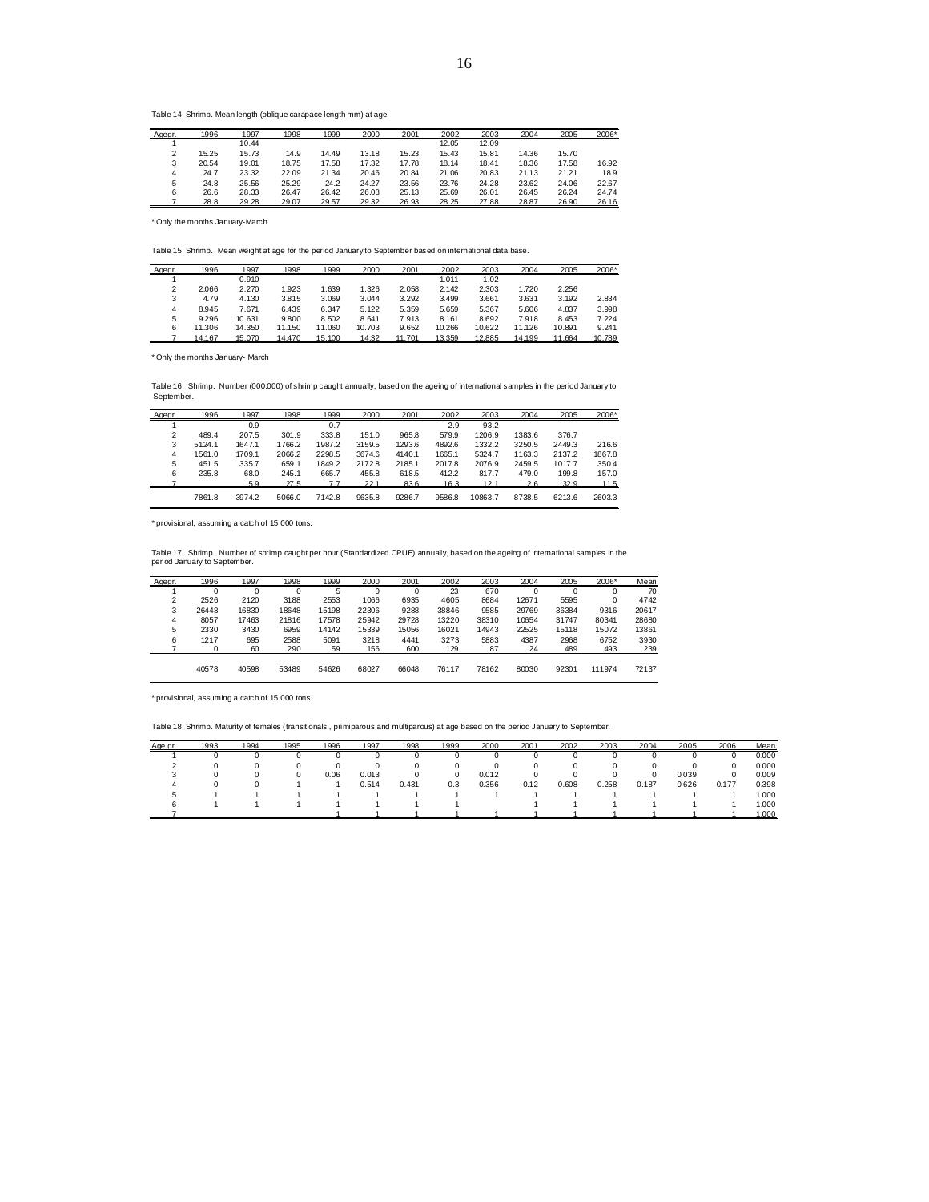Table 14. Shrimp. Mean length (oblique carapace length mm) at age

| Agegr. | 1996 | 1997 | 1998 | 1999 | 2000 | 2001 | 2002 | 2003 | 2004 | 2005 | 2006* |
|---|---|---|---|---|---|---|---|---|---|---|---|
| 1 | | 10.44 | | | | | 12.05 | 12.09 | | | |
| 2 | 15.25 | 15.73 | 14.9 | 14.49 | 13.18 | 15.23 | 15.43 | 15.81 | 14.36 | 15.70 | |
| 3 | 20.54 | 19.01 | 18.75 | 17.58 | 17.32 | 17.78 | 18.14 | 18.41 | 18.36 | 17.58 | 16.92 |
| 4 | 24.7 | 23.32 | 22.09 | 21.34 | 20.46 | 20.84 | 21.06 | 20.83 | 21.13 | 21.21 | 18.9 |
| 5 | 24.8 | 25.56 | 25.29 | 24.2 | 24.27 | 23.56 | 23.76 | 24.28 | 23.62 | 24.06 | 22.67 |
| 6 | 26.6 | 28.33 | 26.47 | 26.42 | 26.08 | 25.13 | 25.69 | 26.01 | 26.45 | 26.24 | 24.74 |
| 7 | 28.8 | 29.28 | 29.07 | 29.57 | 29.32 | 26.93 | 28.25 | 27.88 | 28.87 | 26.90 | 26.16 |

* Only the months January-March

Table 15. Shrimp. Mean weight at age for the period January to September based on international data base.

| Agegr. | 1996 | 1997 | 1998 | 1999 | 2000 | 2001 | 2002 | 2003 | 2004 | 2005 | 2006* |
|---|---|---|---|---|---|---|---|---|---|---|---|
| 1 | | 0.910 | | | | | 1.011 | 1.02 | | | |
| 2 | 2.066 | 2.270 | 1.923 | 1.639 | 1.326 | 2.058 | 2.142 | 2.303 | 1.720 | 2.256 | |
| 3 | 4.79 | 4.130 | 3.815 | 3.069 | 3.044 | 3.292 | 3.499 | 3.661 | 3.631 | 3.192 | 2.834 |
| 4 | 8.945 | 7.671 | 6.439 | 6.347 | 5.122 | 5.359 | 5.659 | 5.367 | 5.606 | 4.837 | 3.998 |
| 5 | 9.296 | 10.631 | 9.800 | 8.502 | 8.641 | 7.913 | 8.161 | 8.692 | 7.918 | 8.453 | 7.224 |
| 6 | 11.306 | 14.350 | 11.150 | 11.060 | 10.703 | 9.652 | 10.266 | 10.622 | 11.126 | 10.891 | 9.241 |
| 7 | 14.167 | 15.070 | 14.470 | 15.100 | 14.32 | 11.701 | 13.359 | 12.885 | 14.199 | 11.664 | 10.789 |

* Only the months January- March

Table 16. Shrimp. Number (000.000) of shrimp caught annually, based on the ageing of international samples in the period January to September.

| Agegr. | 1996 | 1997 | 1998 | 1999 | 2000 | 2001 | 2002 | 2003 | 2004 | 2005 | 2006* |
|---|---|---|---|---|---|---|---|---|---|---|---|
| 1 | | 0.9 | | 0.7 | | | 2.9 | 93.2 | | | |
| 2 | 489.4 | 207.5 | 301.9 | 333.8 | 151.0 | 965.8 | 579.9 | 1206.9 | 1383.6 | 376.7 | |
| 3 | 5124.1 | 1647.1 | 1766.2 | 1987.2 | 3159.5 | 1293.6 | 4892.6 | 1332.2 | 3250.5 | 2449.3 | 216.6 |
| 4 | 1561.0 | 1709.1 | 2066.2 | 2298.5 | 3674.6 | 4140.1 | 1665.1 | 5324.7 | 1163.3 | 2137.2 | 1867.8 |
| 5 | 451.5 | 335.7 | 659.1 | 1849.2 | 2172.8 | 2185.1 | 2017.8 | 2076.9 | 2459.5 | 1017.7 | 350.4 |
| 6 | 235.8 | 68.0 | 245.1 | 665.7 | 455.8 | 618.5 | 412.2 | 817.7 | 479.0 | 199.8 | 157.0 |
| 7 | | 5.9 | 27.5 | 7.7 | 22.1 | 83.6 | 16.3 | 12.1 | 2.6 | 32.9 | 11.5 |
| | 7861.8 | 3974.2 | 5066.0 | 7142.8 | 9635.8 | 9286.7 | 9586.8 | 10863.7 | 8738.5 | 6213.6 | 2603.3 |

* provisional, assuming a catch of 15 000 tons.

Table 17. Shrimp. Number of shrimp caught per hour (Standardized CPUE) annually, based on the ageing of international samples in the period January to September.

| Agegr. | 1996 | 1997 | 1998 | 1999 | 2000 | 2001 | 2002 | 2003 | 2004 | 2005 | 2006* | Mean |
|---|---|---|---|---|---|---|---|---|---|---|---|---|
| 1 | 0 | 0 | 0 | 5 | 0 | 0 | 23 | 670 | 0 | 0 | 0 | 70 |
| 2 | 2526 | 2120 | 3188 | 2553 | 1066 | 6935 | 4605 | 8684 | 12671 | 5595 | 0 | 4742 |
| 3 | 26448 | 16830 | 18648 | 15198 | 22306 | 9288 | 38846 | 9585 | 29769 | 36384 | 9316 | 20617 |
| 4 | 8057 | 17463 | 21816 | 17578 | 25942 | 29728 | 13220 | 38310 | 10654 | 31747 | 80341 | 28680 |
| 5 | 2330 | 3430 | 6959 | 14142 | 15339 | 15056 | 16021 | 14943 | 22525 | 15118 | 15072 | 13861 |
| 6 | 1217 | 695 | 2588 | 5091 | 3218 | 4441 | 3273 | 5883 | 4387 | 2968 | 6752 | 3930 |
| 7 | 0 | 60 | 290 | 59 | 156 | 600 | 129 | 87 | 24 | 489 | 493 | 239 |
| | 40578 | 40598 | 53489 | 54626 | 68027 | 66048 | 76117 | 78162 | 80030 | 92301 | 111974 | 72137 |

* provisional, assuming a catch of 15 000 tons.

Table 18. Shrimp. Maturity of females (transitionals , primiparous and multiparous) at age based on the period January to September.

| Age gr. | 1993 | 1994 | 1995 | 1996 | 1997 | 1998 | 1999 | 2000 | 2001 | 2002 | 2003 | 2004 | 2005 | 2006 | Mean |
|---|---|---|---|---|---|---|---|---|---|---|---|---|---|---|---|
| 1 | 0 | 0 | 0 | 0 | 0 | 0 | 0 | 0 | 0 | 0 | 0 | 0 | 0 | 0 | 0.000 |
| 2 | 0 | 0 | 0 | 0 | 0 | 0 | 0 | 0 | 0 | 0 | 0 | 0 | 0 | 0 | 0.000 |
| 3 | 0 | 0 | 0 | 0.06 | 0.013 | 0 | 0 | 0.012 | 0 | 0 | 0 | 0 | 0.039 | 0 | 0.009 |
| 4 | 0 | 0 | 1 | 1 | 0.514 | 0.431 | 0.3 | 0.356 | 0.12 | 0.608 | 0.258 | 0.187 | 0.626 | 0.177 | 0.398 |
| 5 | 1 | 1 | 1 | 1 | 1 | 1 | 1 | 1 | 1 | 1 | 1 | 1 | 1 | 1 | 1.000 |
| 6 | 1 | 1 | 1 | 1 | 1 | 1 | 1 | | 1 | 1 | 1 | 1 | 1 | 1 | 1.000 |
| 7 | | | | 1 | 1 | 1 | 1 | 1 | 1 | 1 | 1 | 1 | 1 | 1 | 1.000 |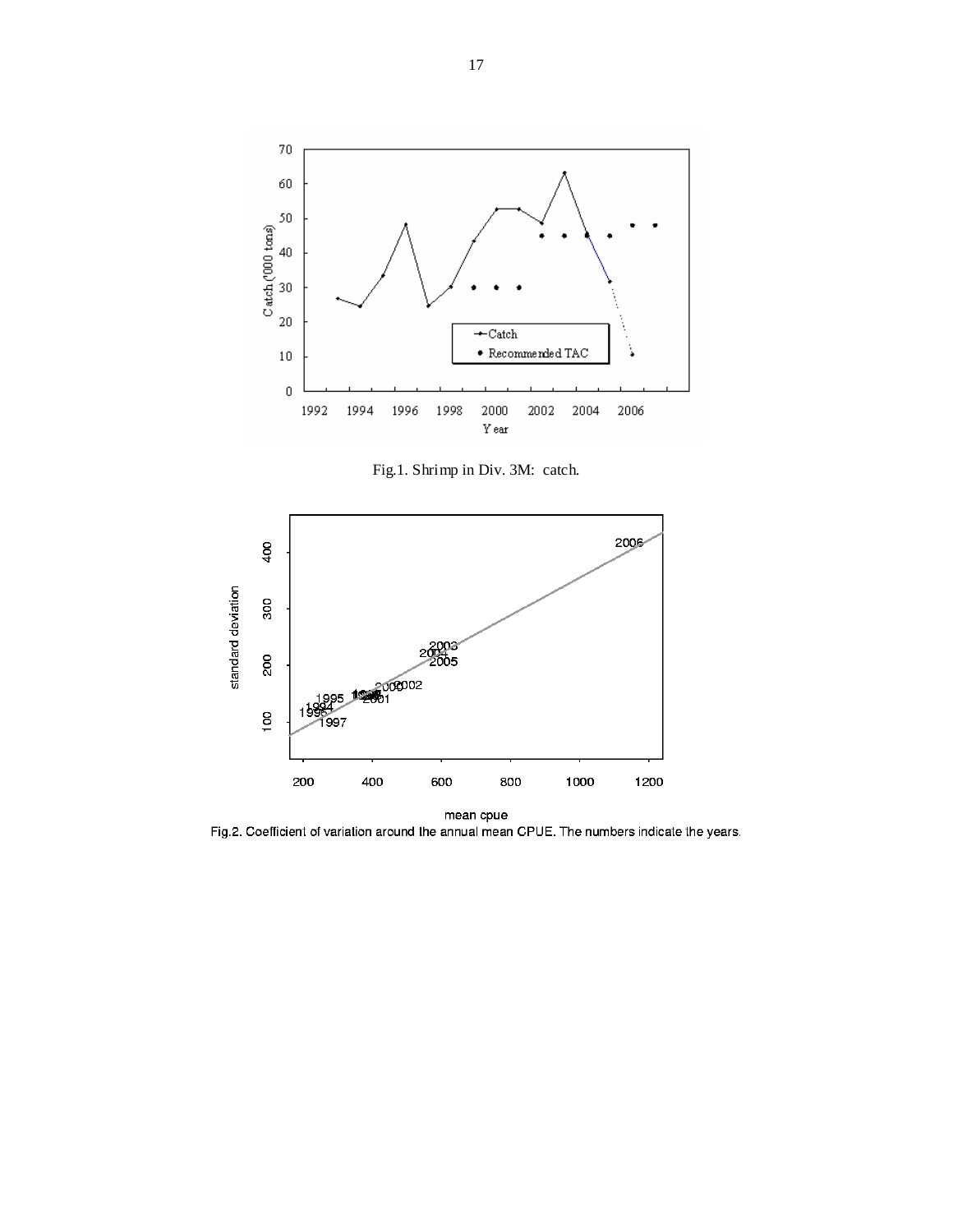Fig.1. Shrimp in Div. 3M: catch.

Fig.2. Coefficient of variation around the annual mean CPUE. The numbers indicate the years.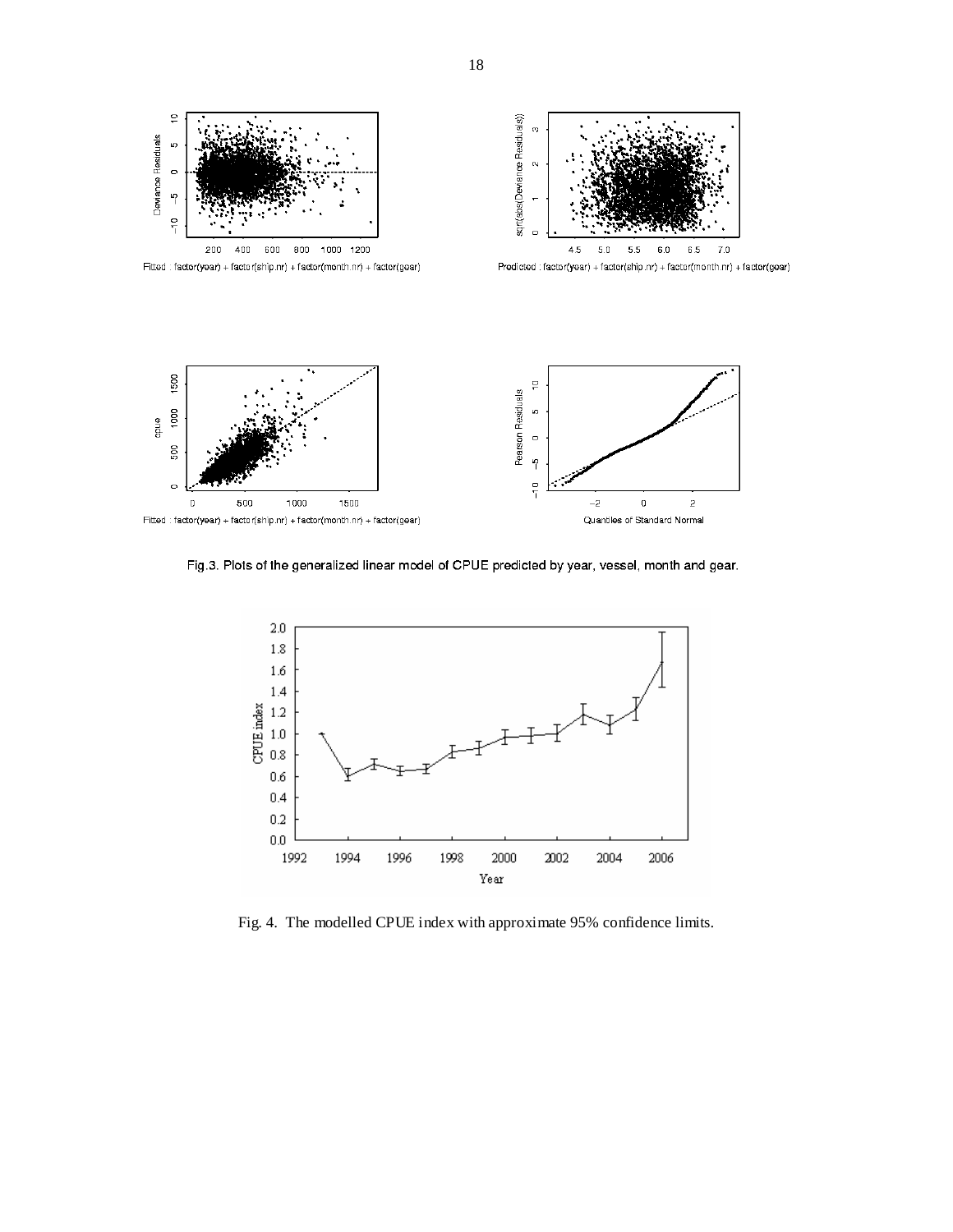Fig.3. Plots of the generalized linear model of CPUE predicted by year, vessel, month and gear.

Fig. 4. The modelled CPUE index with approximate 95% confidence limits.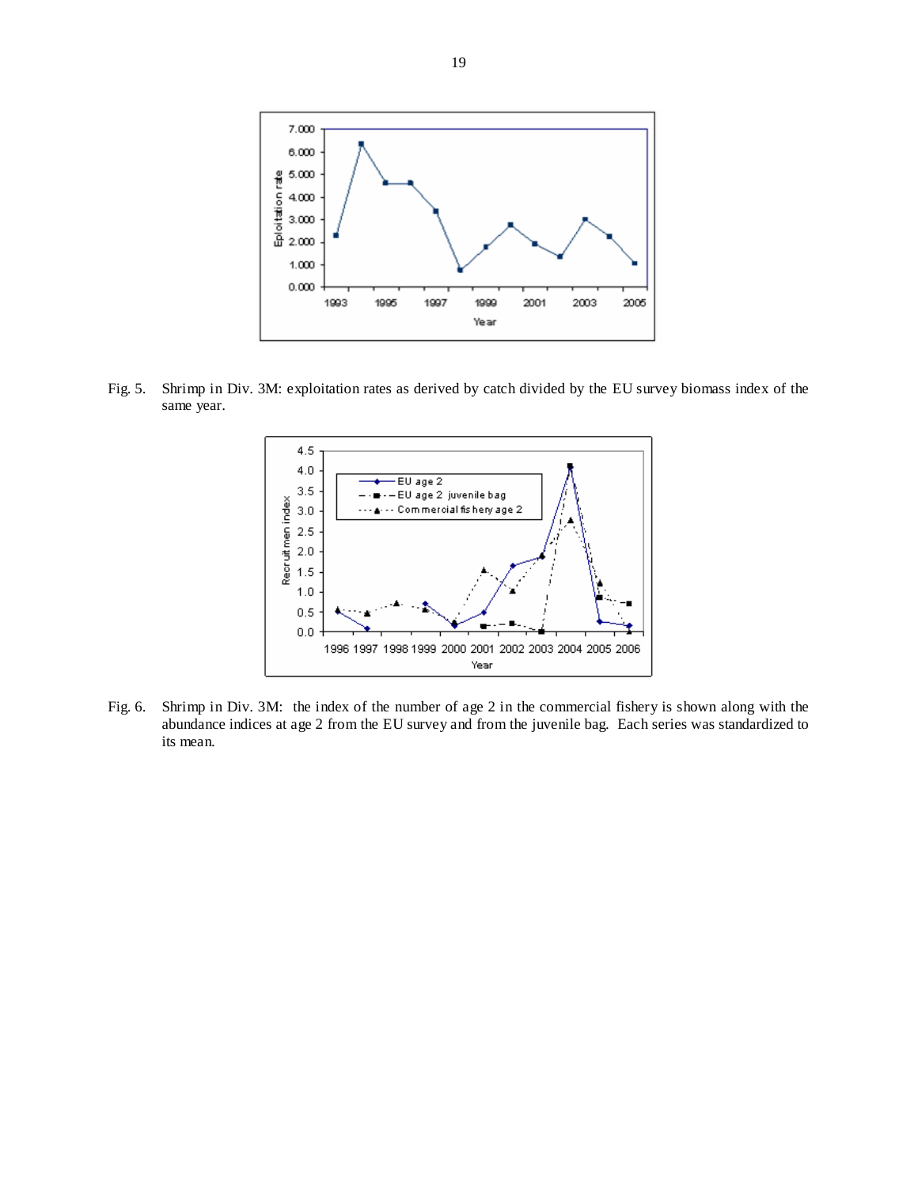Fig. 5. Shrimp in Div. 3M: exploitation rates as derived by catch divided by the EU survey biomass index of the same year.

Fig. 6. Shrimp in Div. 3M: the index of the number of age 2 in the commercial fishery is shown along with the abundance indices at age 2 from the EU survey and from the juvenile bag. Each series was standardized to its mean.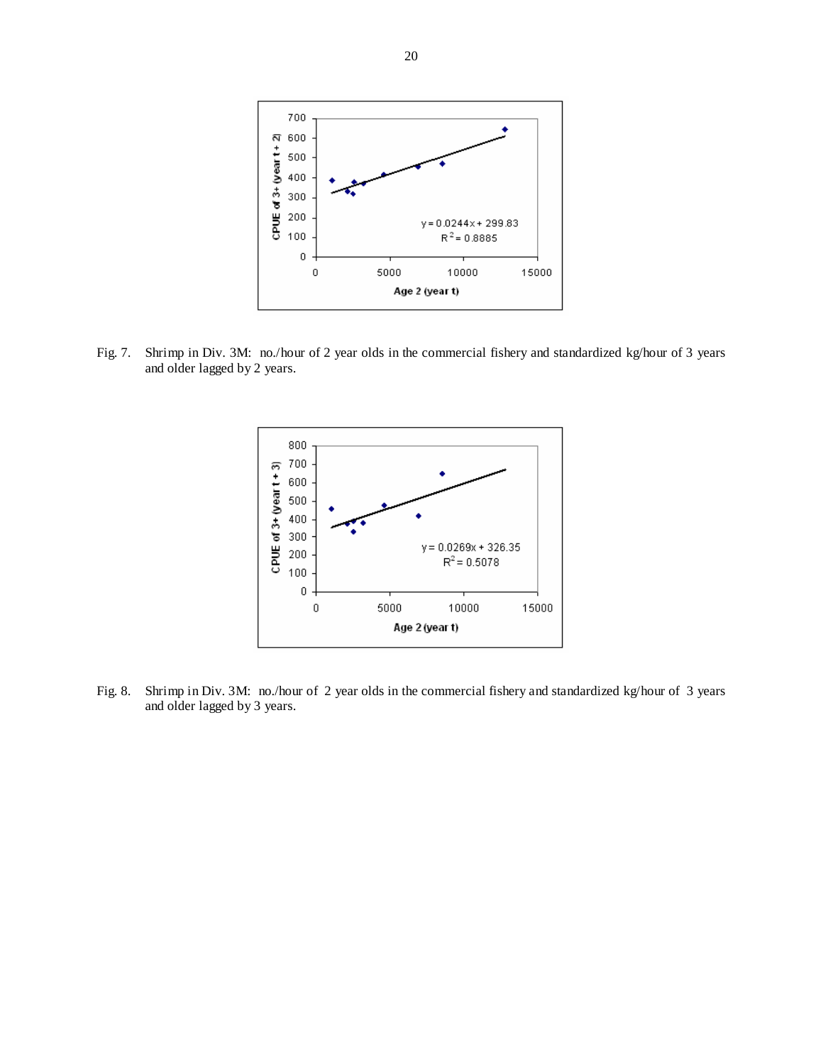Fig. 7. Shrimp in Div. 3M: no./hour of 2 year olds in the commercial fishery and standardized kg/hour of 3 years and older lagged by 2 years.

Fig. 8. Shrimp in Div. 3M: no./hour of 2 year olds in the commercial fishery and standardized kg/hour of 3 years and older lagged by 3 years.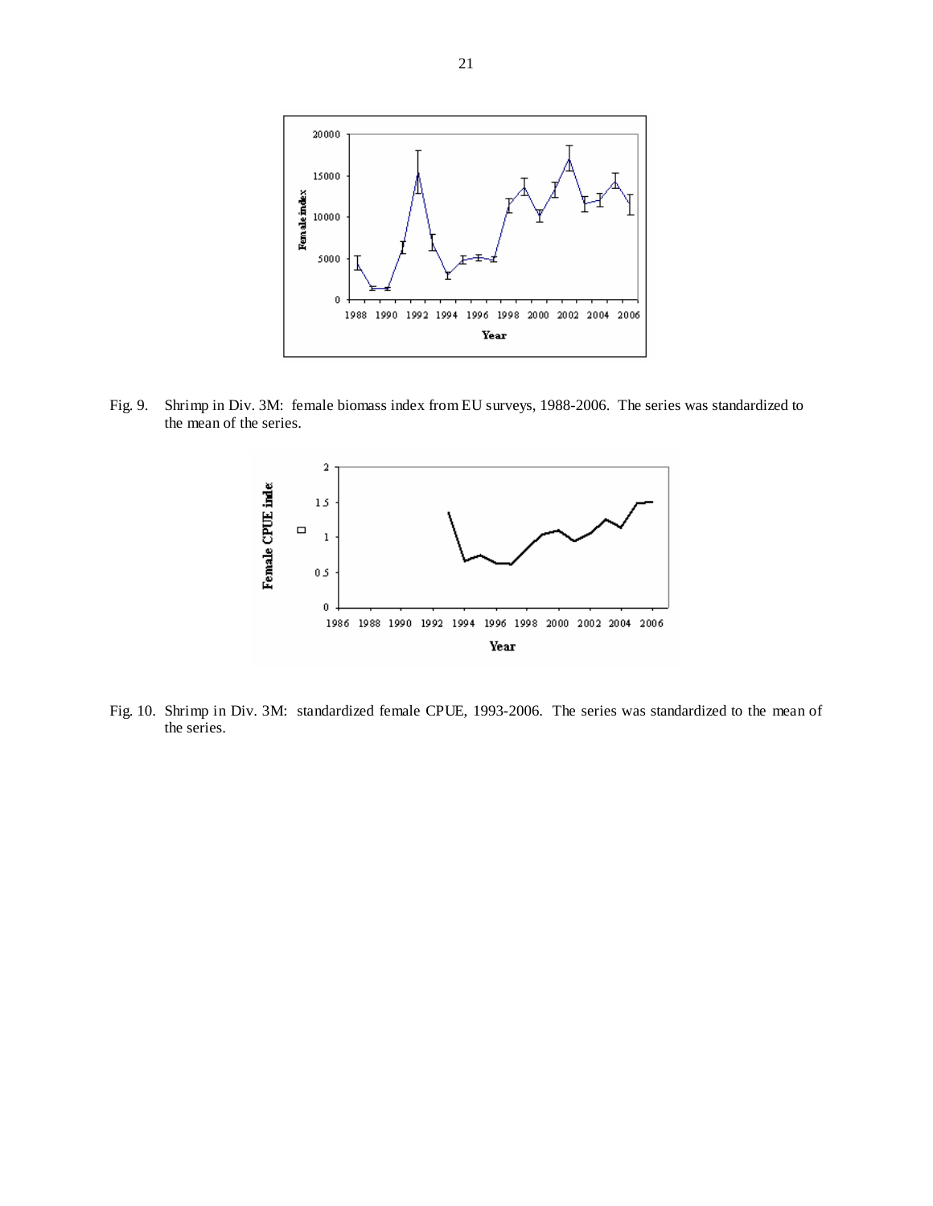20000

15000

Female index

10000

5000

0

1988 1990 1992 1994 1996 1998 2000 2002 2004 2006

Year

Fig. 9. Shrimp in Div. 3M: female biomass index from EU surveys, 1988-2006. The series was standardized to the mean of the series.

2

1.5

Female CPUE index

1

0.5

0

1986 1988 1990 1992 1994 1996 1998 2000 2002 2004 2006

Year

Fig. 10. Shrimp in Div. 3M: standardized female CPUE, 1993-2006. The series was standardized to the mean of the series.